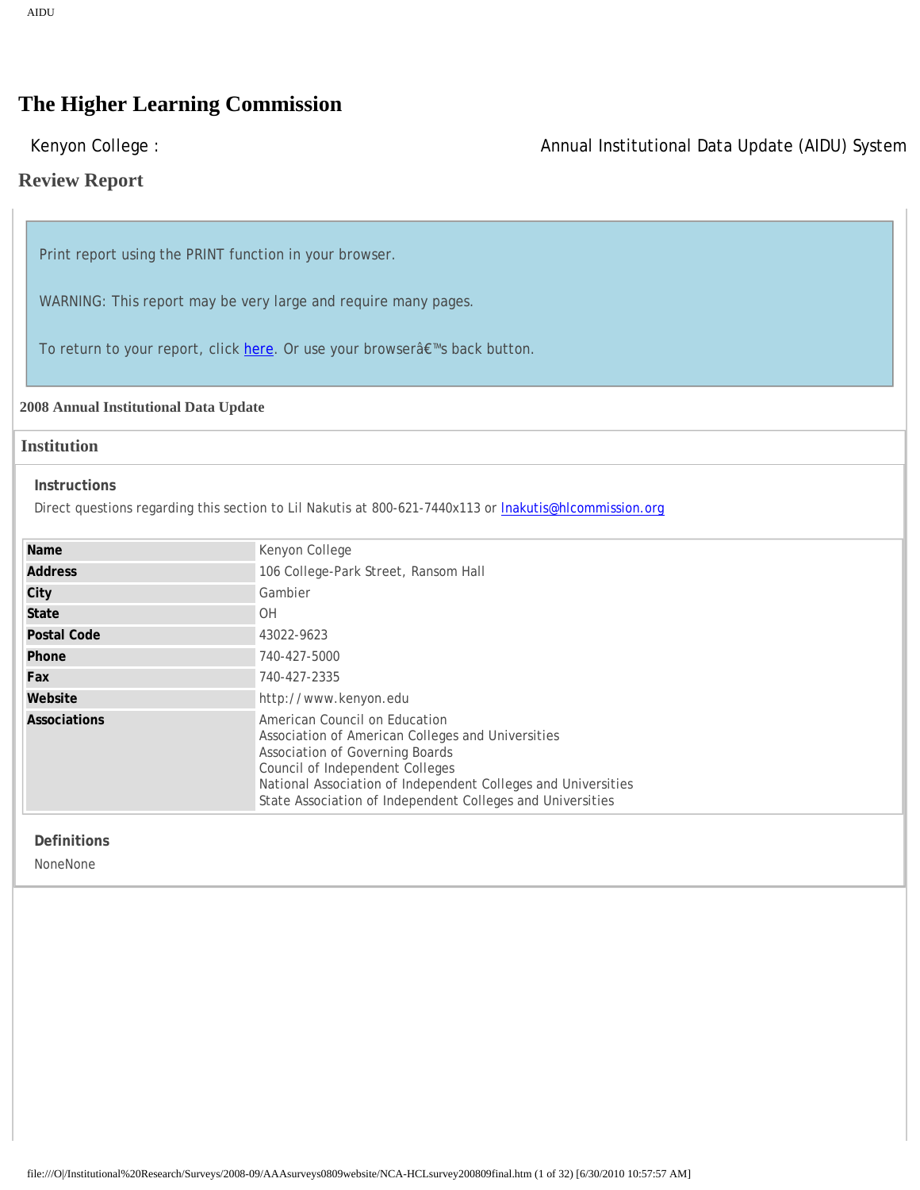# The Higher Learning Commission

Kenyon College : Annual Institutional Data Update (AIDU) System

## Review Report

Print report using the PRINT function in your browser.

WARNING: This report may be very large and require many pages.

To return to your report, click here. Or use your browserâ€™s back button.

**2008 Annual Institutional Data Update**

### Institution

**Instructions**

Direct questions regarding this section to Lil Nakutis at 800-621-7440x113 or lnakutis@hlcommission.org

| | |
|---|---|
| **Name** | Kenyon College |
| **Address** | 106 College-Park Street, Ransom Hall |
| **City** | Gambier |
| **State** | OH |
| **Postal Code** | 43022-9623 |
| **Phone** | 740-427-5000 |
| **Fax** | 740-427-2335 |
| **Website** | http://www.kenyon.edu |
| **Associations** | American Council on Education<br>Association of American Colleges and Universities<br>Association of Governing Boards<br>Council of Independent Colleges<br>National Association of Independent Colleges and Universities<br>State Association of Independent Colleges and Universities |

**Definitions**

NoneNone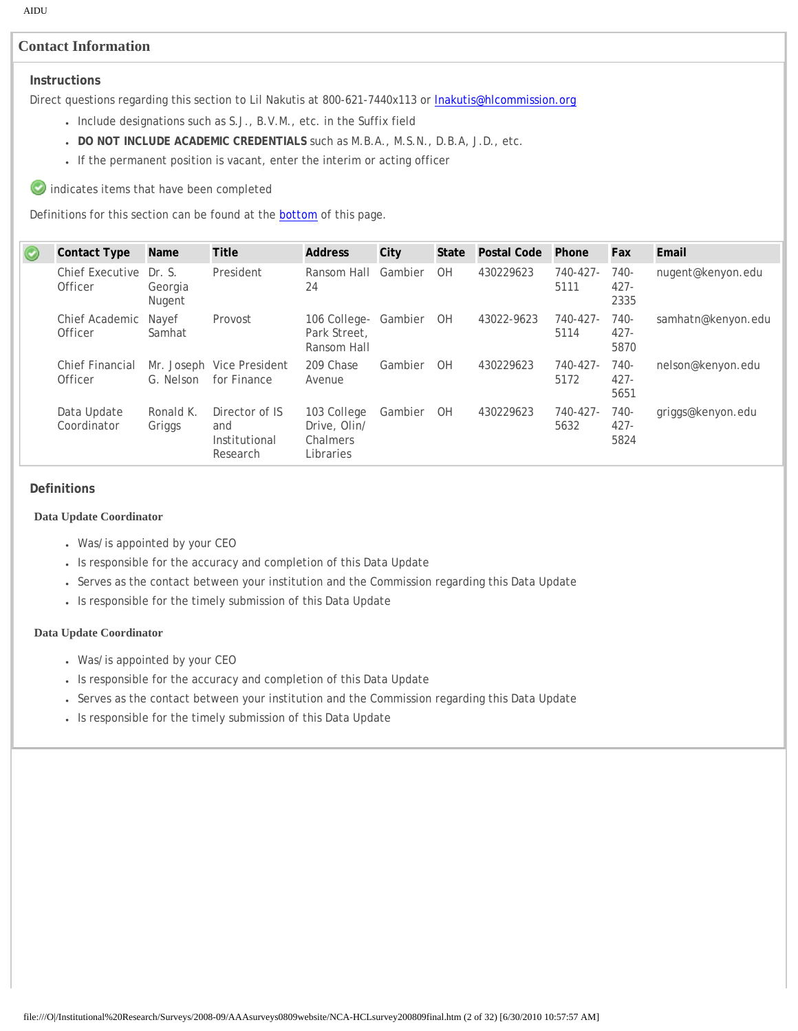## Contact Information

### Instructions

Direct questions regarding this section to Lil Nakutis at 800-621-7440x113 or lnakutis@hlcommission.org

- Include designations such as S.J., B.V.M., etc. in the Suffix field
- **DO NOT INCLUDE ACADEMIC CREDENTIALS** such as M.B.A., M.S.N., D.B.A, J.D., etc.
- If the permanent position is vacant, enter the interim or acting officer

✓ indicates items that have been completed

Definitions for this section can be found at the bottom of this page.

| ✓ | Contact Type | Name | Title | Address | City | State | Postal Code | Phone | Fax | Email |
|---|---|---|---|---|---|---|---|---|---|---|
| | Chief Executive Officer | Dr. S. Georgia Nugent | President | Ransom Hall 24 | Gambier | OH | 430229623 | 740-427-5111 | 740-427-2335 | nugent@kenyon.edu |
| | Chief Academic Officer | Nayef Samhat | Provost | 106 College-Park Street, Ransom Hall | Gambier | OH | 43022-9623 | 740-427-5114 | 740-427-5870 | samhatn@kenyon.edu |
| | Chief Financial Officer | Mr. Joseph G. Nelson | Vice President for Finance | 209 Chase Avenue | Gambier | OH | 430229623 | 740-427-5172 | 740-427-5651 | nelson@kenyon.edu |
| | Data Update Coordinator | Ronald K. Griggs | Director of IS and Institutional Research | 103 College Drive, Olin/ Chalmers Libraries | Gambier | OH | 430229623 | 740-427-5632 | 740-427-5824 | griggs@kenyon.edu |

### Definitions

#### Data Update Coordinator

- Was/is appointed by your CEO
- Is responsible for the accuracy and completion of this Data Update
- Serves as the contact between your institution and the Commission regarding this Data Update
- Is responsible for the timely submission of this Data Update

#### Data Update Coordinator

- Was/is appointed by your CEO
- Is responsible for the accuracy and completion of this Data Update
- Serves as the contact between your institution and the Commission regarding this Data Update
- Is responsible for the timely submission of this Data Update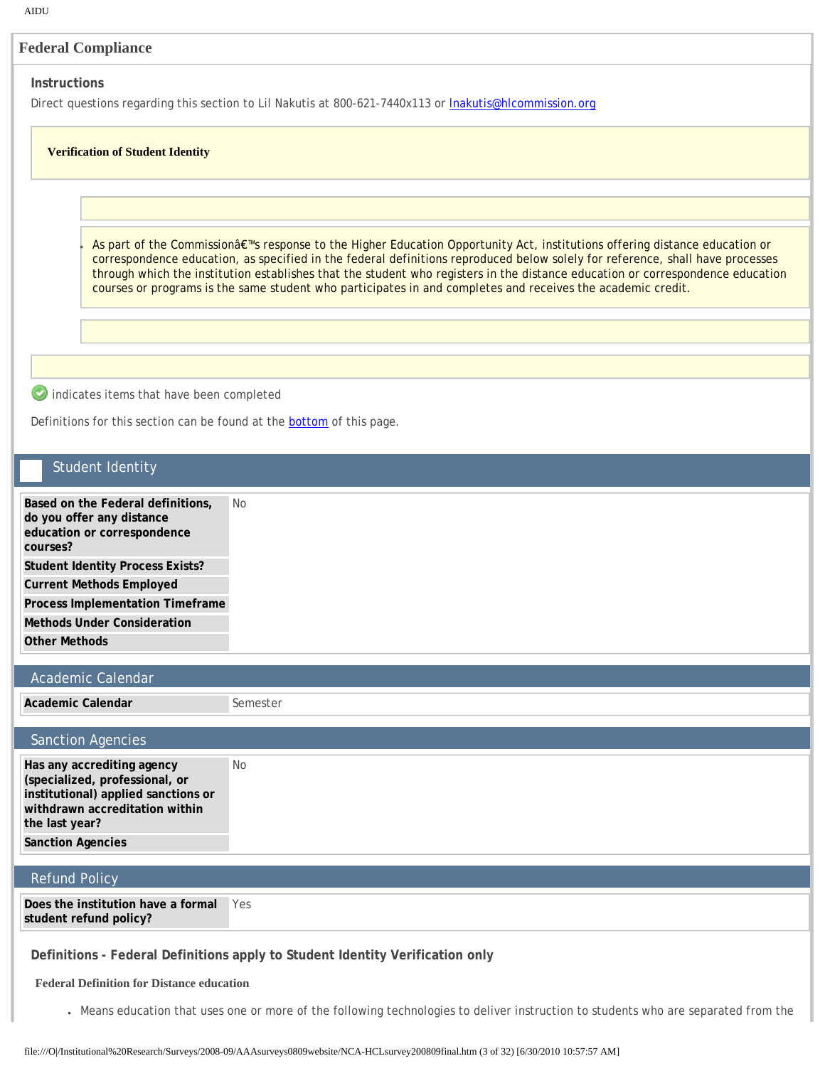## Federal Compliance

### Instructions

Direct questions regarding this section to Lil Nakutis at 800-621-7440x113 or lnakutis@hlcommission.org

**Verification of Student Identity**

- As part of the Commissionâ€™s response to the Higher Education Opportunity Act, institutions offering distance education or correspondence education, as specified in the federal definitions reproduced below solely for reference, shall have processes through which the institution establishes that the student who registers in the distance education or correspondence education courses or programs is the same student who participates in and completes and receives the academic credit.

indicates items that have been completed

Definitions for this section can be found at the bottom of this page.

### Student Identity

| | |
|---|---|
| **Based on the Federal definitions, do you offer any distance education or correspondence courses?** | No |
| **Student Identity Process Exists?** | |
| **Current Methods Employed** | |
| **Process Implementation Timeframe** | |
| **Methods Under Consideration** | |
| **Other Methods** | |

### Academic Calendar

| | |
|---|---|
| **Academic Calendar** | Semester |

### Sanction Agencies

| | |
|---|---|
| **Has any accrediting agency (specialized, professional, or institutional) applied sanctions or withdrawn accreditation within the last year?** | No |
| **Sanction Agencies** | |

### Refund Policy

| | |
|---|---|
| **Does the institution have a formal student refund policy?** | Yes |

### Definitions - Federal Definitions apply to Student Identity Verification only

**Federal Definition for Distance education**

- Means education that uses one or more of the following technologies to deliver instruction to students who are separated from the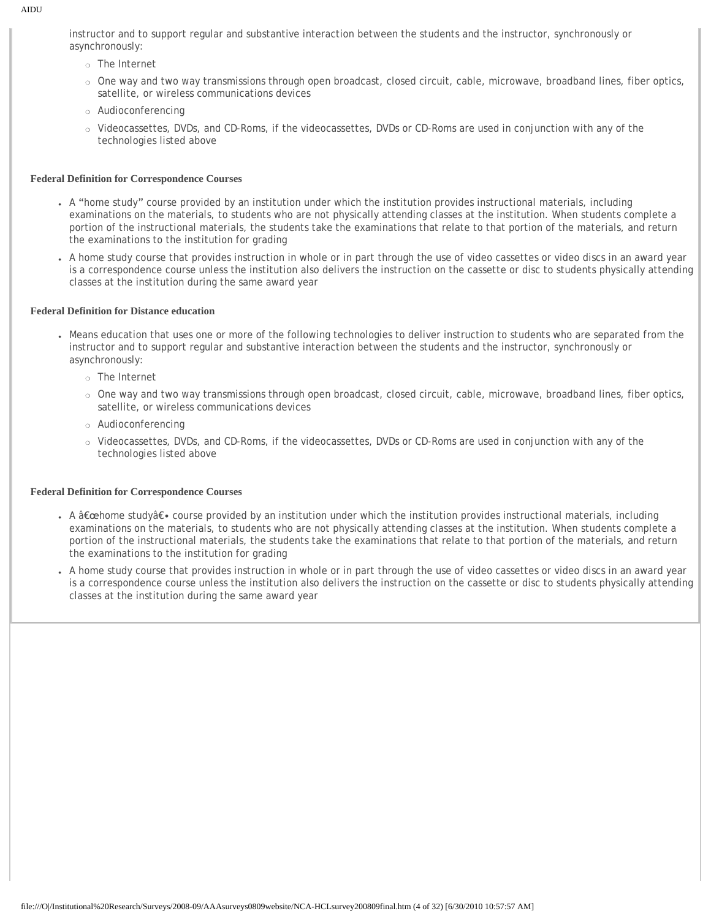instructor and to support regular and substantive interaction between the students and the instructor, synchronously or asynchronously:

- The Internet
- One way and two way transmissions through open broadcast, closed circuit, cable, microwave, broadband lines, fiber optics, satellite, or wireless communications devices
- Audioconferencing
- Videocassettes, DVDs, and CD-Roms, if the videocassettes, DVDs or CD-Roms are used in conjunction with any of the technologies listed above

**Federal Definition for Correspondence Courses**

- A "home study" course provided by an institution under which the institution provides instructional materials, including examinations on the materials, to students who are not physically attending classes at the institution. When students complete a portion of the instructional materials, the students take the examinations that relate to that portion of the materials, and return the examinations to the institution for grading
- A home study course that provides instruction in whole or in part through the use of video cassettes or video discs in an award year is a correspondence course unless the institution also delivers the instruction on the cassette or disc to students physically attending classes at the institution during the same award year

**Federal Definition for Distance education**

- Means education that uses one or more of the following technologies to deliver instruction to students who are separated from the instructor and to support regular and substantive interaction between the students and the instructor, synchronously or asynchronously:
  - The Internet
  - One way and two way transmissions through open broadcast, closed circuit, cable, microwave, broadband lines, fiber optics, satellite, or wireless communications devices
  - Audioconferencing
  - Videocassettes, DVDs, and CD-Roms, if the videocassettes, DVDs or CD-Roms are used in conjunction with any of the technologies listed above

**Federal Definition for Correspondence Courses**

- A â€œhome studyâ€• course provided by an institution under which the institution provides instructional materials, including examinations on the materials, to students who are not physically attending classes at the institution. When students complete a portion of the instructional materials, the students take the examinations that relate to that portion of the materials, and return the examinations to the institution for grading
- A home study course that provides instruction in whole or in part through the use of video cassettes or video discs in an award year is a correspondence course unless the institution also delivers the instruction on the cassette or disc to students physically attending classes at the institution during the same award year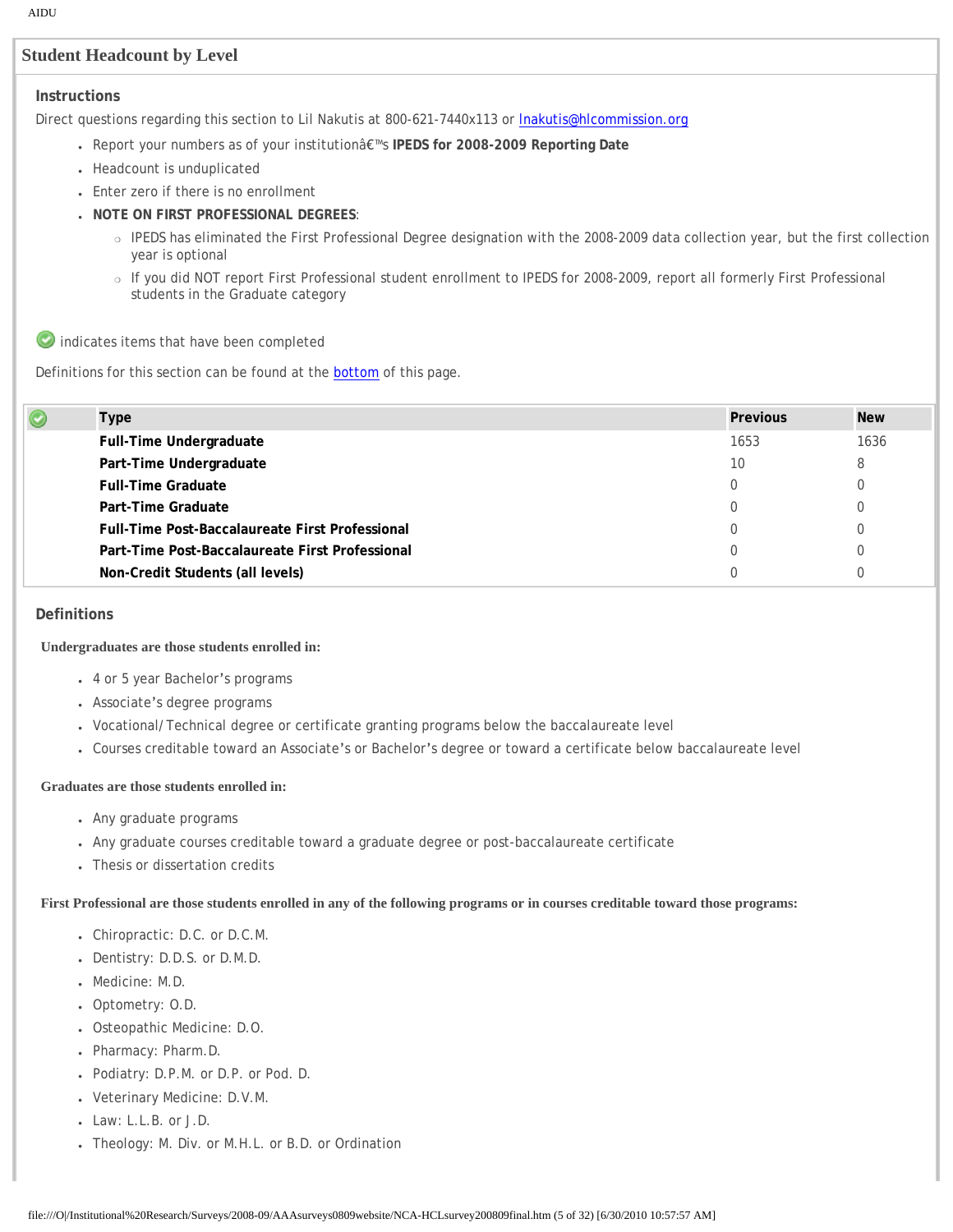## Student Headcount by Level

### Instructions

Direct questions regarding this section to Lil Nakutis at 800-621-7440x113 or lnakutis@hlcommission.org

- Report your numbers as of your institutionâ€™s **IPEDS for 2008-2009 Reporting Date**
- Headcount is unduplicated
- Enter zero if there is no enrollment
- **NOTE ON FIRST PROFESSIONAL DEGREES**:
  - IPEDS has eliminated the First Professional Degree designation with the 2008-2009 data collection year, but the first collection year is optional
  - If you did NOT report First Professional student enrollment to IPEDS for 2008-2009, report all formerly First Professional students in the Graduate category

indicates items that have been completed

Definitions for this section can be found at the bottom of this page.

| | Type | Previous | New |
|---|---|---|---|
| | **Full-Time Undergraduate** | 1653 | 1636 |
| | **Part-Time Undergraduate** | 10 | 8 |
| | **Full-Time Graduate** | 0 | 0 |
| | **Part-Time Graduate** | 0 | 0 |
| | **Full-Time Post-Baccalaureate First Professional** | 0 | 0 |
| | **Part-Time Post-Baccalaureate First Professional** | 0 | 0 |
| | **Non-Credit Students (all levels)** | 0 | 0 |

### Definitions

**Undergraduates are those students enrolled in:**

- 4 or 5 year Bachelor's programs
- Associate's degree programs
- Vocational/Technical degree or certificate granting programs below the baccalaureate level
- Courses creditable toward an Associate's or Bachelor's degree or toward a certificate below baccalaureate level

**Graduates are those students enrolled in:**

- Any graduate programs
- Any graduate courses creditable toward a graduate degree or post-baccalaureate certificate
- Thesis or dissertation credits

**First Professional are those students enrolled in any of the following programs or in courses creditable toward those programs:**

- Chiropractic: D.C. or D.C.M.
- Dentistry: D.D.S. or D.M.D.
- Medicine: M.D.
- Optometry: O.D.
- Osteopathic Medicine: D.O.
- Pharmacy: Pharm.D.
- Podiatry: D.P.M. or D.P. or Pod. D.
- Veterinary Medicine: D.V.M.
- Law: L.L.B. or J.D.
- Theology: M. Div. or M.H.L. or B.D. or Ordination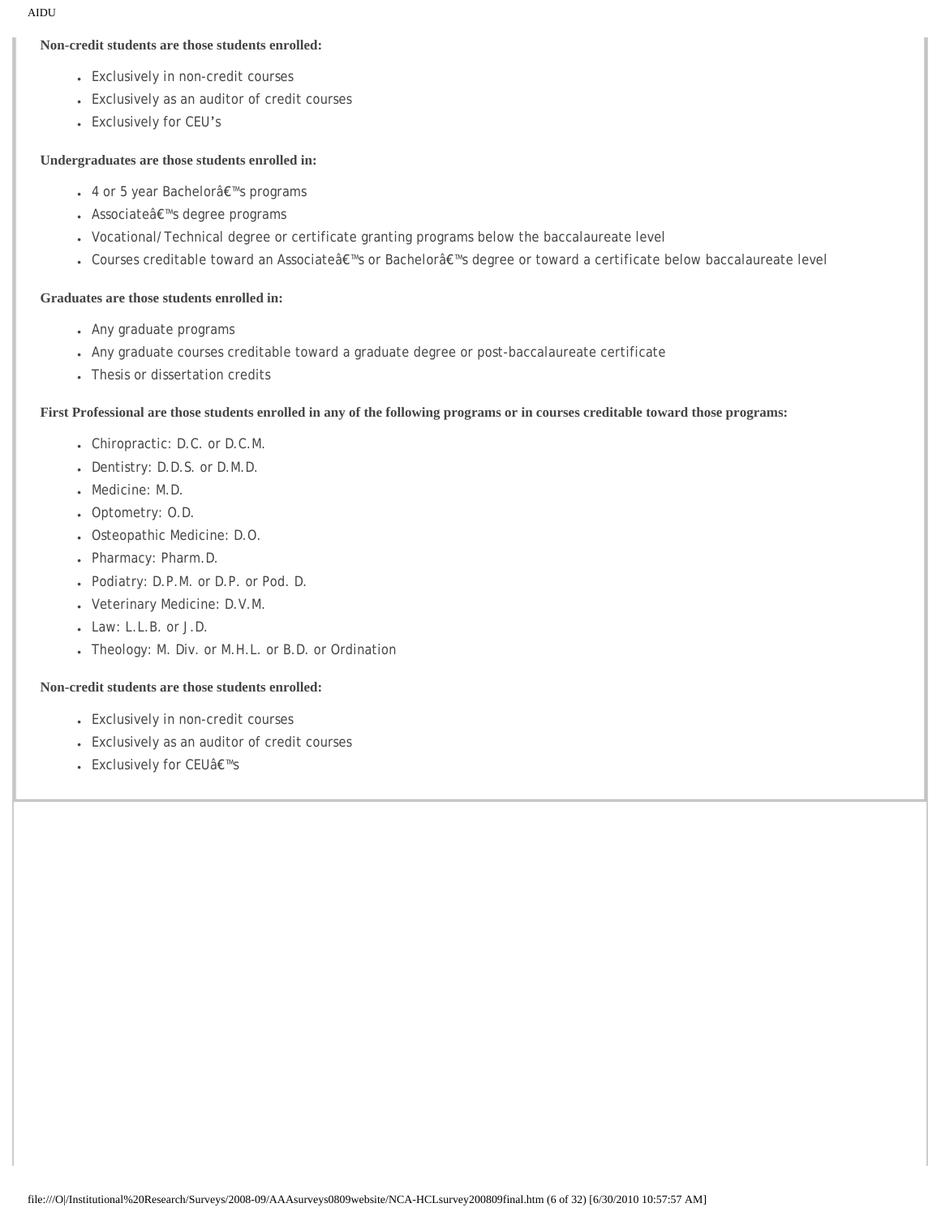**Non-credit students are those students enrolled:**

- Exclusively in non-credit courses
- Exclusively as an auditor of credit courses
- Exclusively for CEU's

**Undergraduates are those students enrolled in:**

- 4 or 5 year Bachelorâ€™s programs
- Associateâ€™s degree programs
- Vocational/Technical degree or certificate granting programs below the baccalaureate level
- Courses creditable toward an Associateâ€™s or Bachelorâ€™s degree or toward a certificate below baccalaureate level

**Graduates are those students enrolled in:**

- Any graduate programs
- Any graduate courses creditable toward a graduate degree or post-baccalaureate certificate
- Thesis or dissertation credits

**First Professional are those students enrolled in any of the following programs or in courses creditable toward those programs:**

- Chiropractic: D.C. or D.C.M.
- Dentistry: D.D.S. or D.M.D.
- Medicine: M.D.
- Optometry: O.D.
- Osteopathic Medicine: D.O.
- Pharmacy: Pharm.D.
- Podiatry: D.P.M. or D.P. or Pod. D.
- Veterinary Medicine: D.V.M.
- Law: L.L.B. or J.D.
- Theology: M. Div. or M.H.L. or B.D. or Ordination

**Non-credit students are those students enrolled:**

- Exclusively in non-credit courses
- Exclusively as an auditor of credit courses
- Exclusively for CEUâ€™s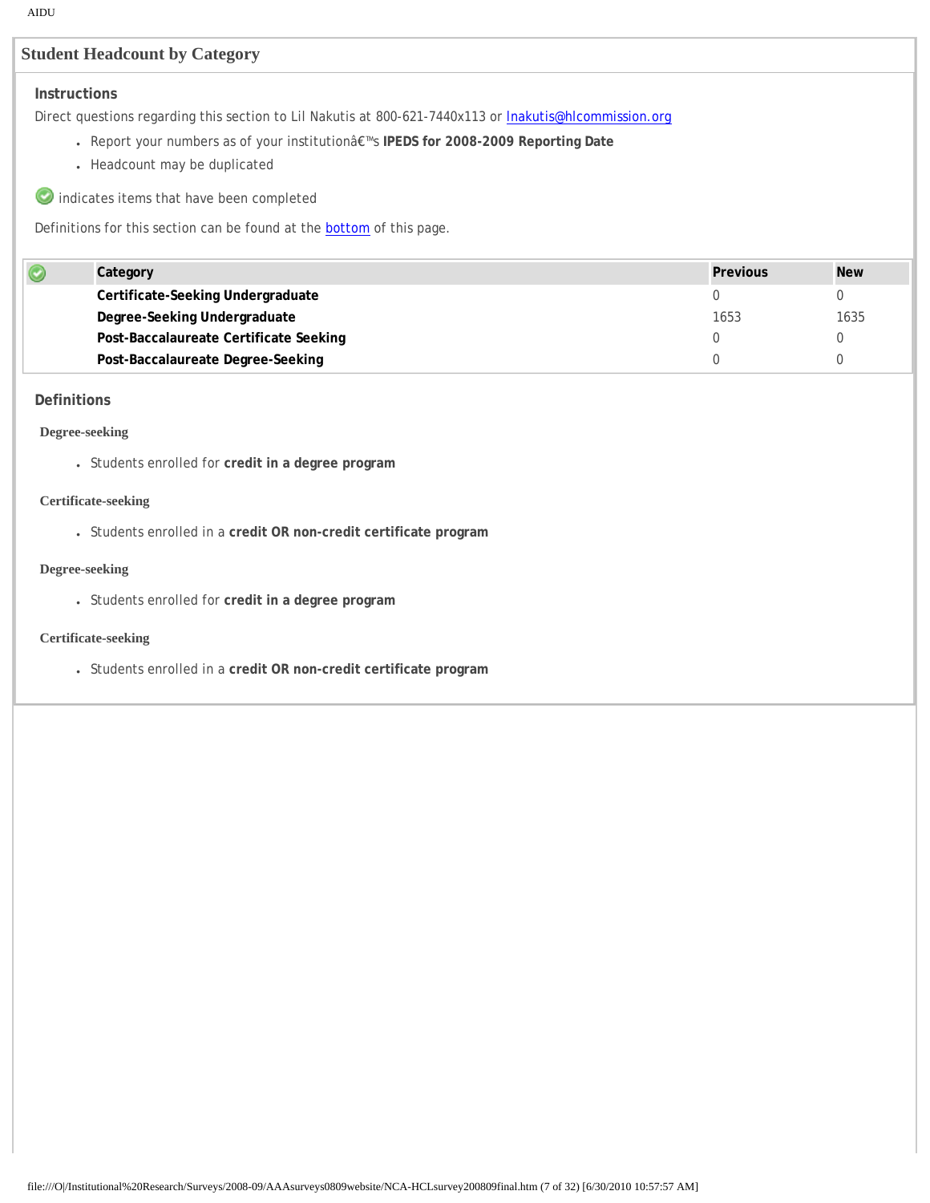## Student Headcount by Category

### Instructions

Direct questions regarding this section to Lil Nakutis at 800-621-7440x113 or lnakutis@hlcommission.org

- Report your numbers as of your institutionâ€™s **IPEDS for 2008-2009 Reporting Date**
- Headcount may be duplicated

indicates items that have been completed

Definitions for this section can be found at the bottom of this page.

| | Category | Previous | New |
|---|---|---|---|
| | **Certificate-Seeking Undergraduate** | 0 | 0 |
| | **Degree-Seeking Undergraduate** | 1653 | 1635 |
| | **Post-Baccalaureate Certificate Seeking** | 0 | 0 |
| | **Post-Baccalaureate Degree-Seeking** | 0 | 0 |

### Definitions

**Degree-seeking**

- Students enrolled for **credit in a degree program**

**Certificate-seeking**

- Students enrolled in a **credit OR non-credit certificate program**

**Degree-seeking**

- Students enrolled for **credit in a degree program**

**Certificate-seeking**

- Students enrolled in a **credit OR non-credit certificate program**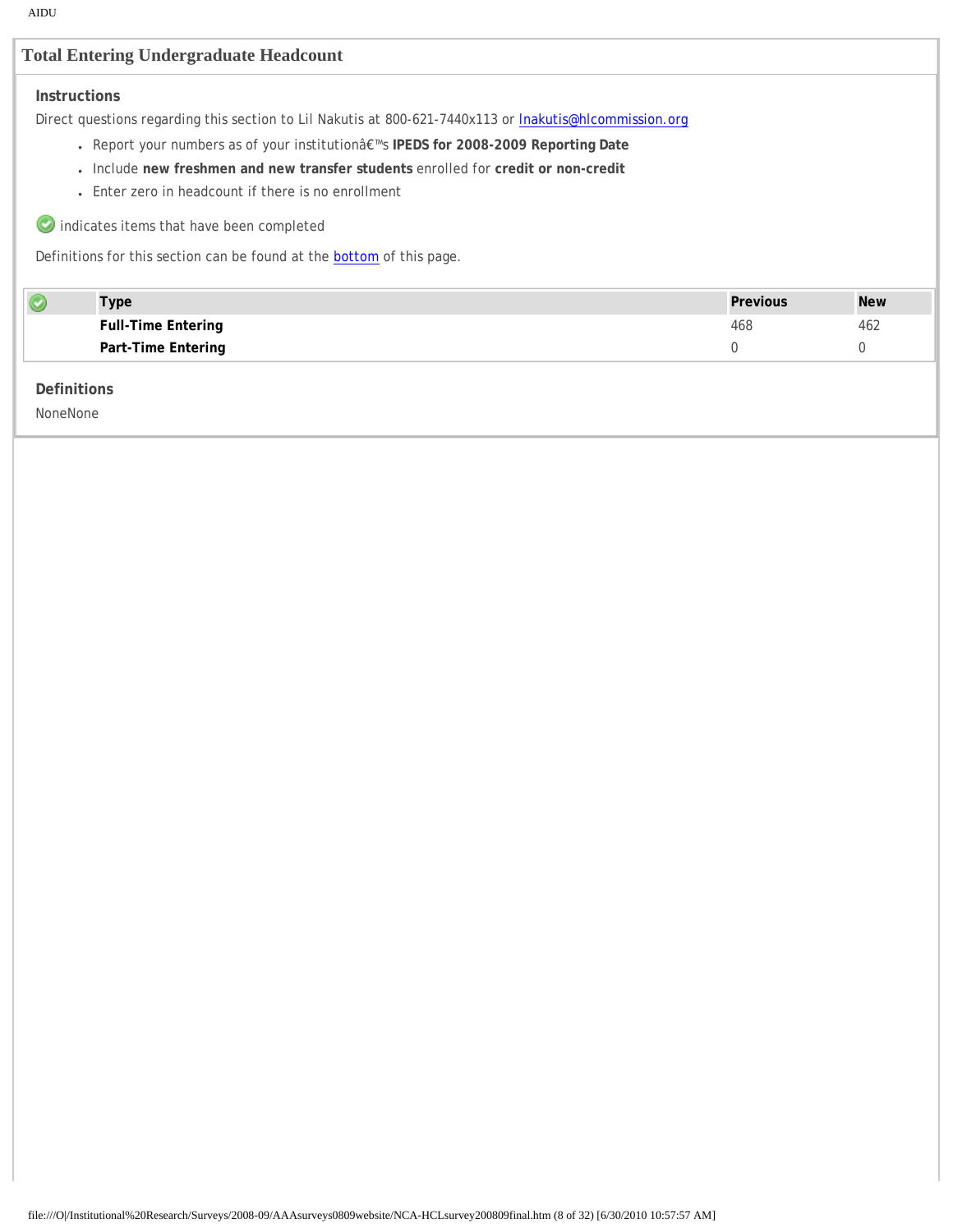## Total Entering Undergraduate Headcount

### Instructions

Direct questions regarding this section to Lil Nakutis at 800-621-7440x113 or lnakutis@hlcommission.org

- Report your numbers as of your institutionâ€™s **IPEDS for 2008-2009 Reporting Date**
- Include **new freshmen and new transfer students** enrolled for **credit or non-credit**
- Enter zero in headcount if there is no enrollment

indicates items that have been completed

Definitions for this section can be found at the bottom of this page.

| | Type | Previous | New |
|---|---|---|---|
| | **Full-Time Entering** | 468 | 462 |
| | **Part-Time Entering** | 0 | 0 |

### Definitions

NoneNone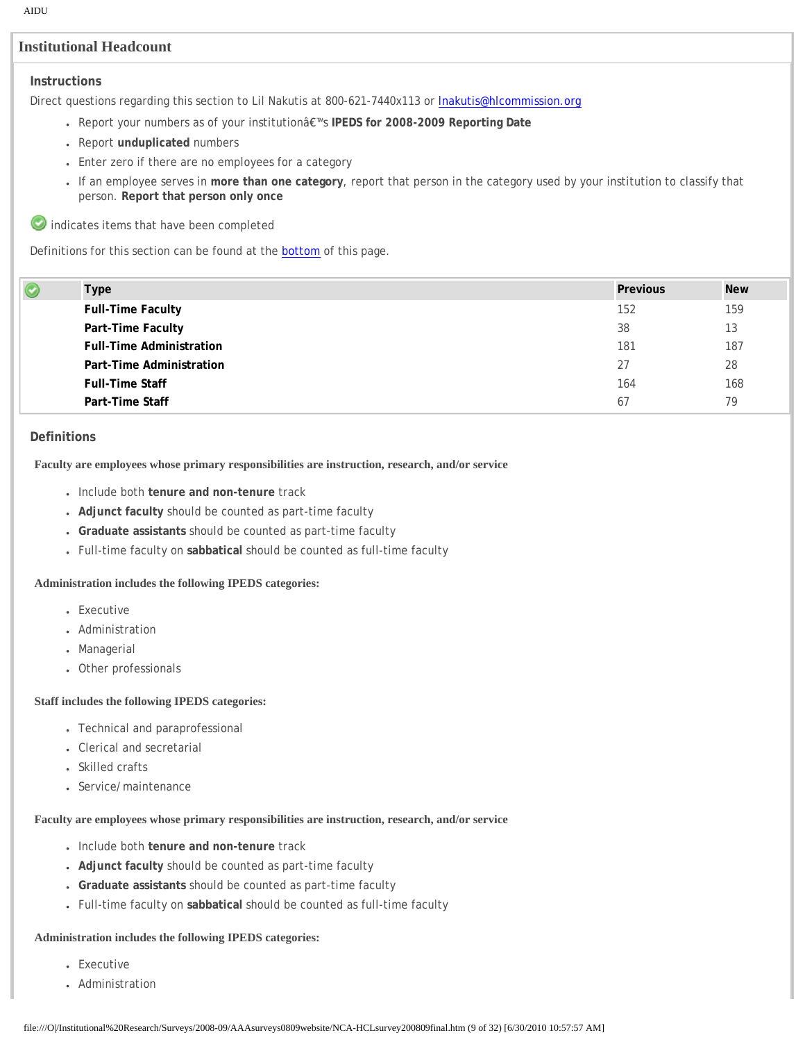## Institutional Headcount

### Instructions

Direct questions regarding this section to Lil Nakutis at 800-621-7440x113 or lnakutis@hlcommission.org

- Report your numbers as of your institutionâ€™s **IPEDS for 2008-2009 Reporting Date**
- Report **unduplicated** numbers
- Enter zero if there are no employees for a category
- If an employee serves in **more than one category**, report that person in the category used by your institution to classify that person. **Report that person only once**

indicates items that have been completed

Definitions for this section can be found at the bottom of this page.

| | Type | Previous | New |
|---|---|---|---|
| | **Full-Time Faculty** | 152 | 159 |
| | **Part-Time Faculty** | 38 | 13 |
| | **Full-Time Administration** | 181 | 187 |
| | **Part-Time Administration** | 27 | 28 |
| | **Full-Time Staff** | 164 | 168 |
| | **Part-Time Staff** | 67 | 79 |

### Definitions

**Faculty are employees whose primary responsibilities are instruction, research, and/or service**

- Include both **tenure and non-tenure** track
- **Adjunct faculty** should be counted as part-time faculty
- **Graduate assistants** should be counted as part-time faculty
- Full-time faculty on **sabbatical** should be counted as full-time faculty

**Administration includes the following IPEDS categories:**

- Executive
- Administration
- Managerial
- Other professionals

**Staff includes the following IPEDS categories:**

- Technical and paraprofessional
- Clerical and secretarial
- Skilled crafts
- Service/ maintenance

**Faculty are employees whose primary responsibilities are instruction, research, and/or service**

- Include both **tenure and non-tenure** track
- **Adjunct faculty** should be counted as part-time faculty
- **Graduate assistants** should be counted as part-time faculty
- Full-time faculty on **sabbatical** should be counted as full-time faculty

**Administration includes the following IPEDS categories:**

- Executive
- Administration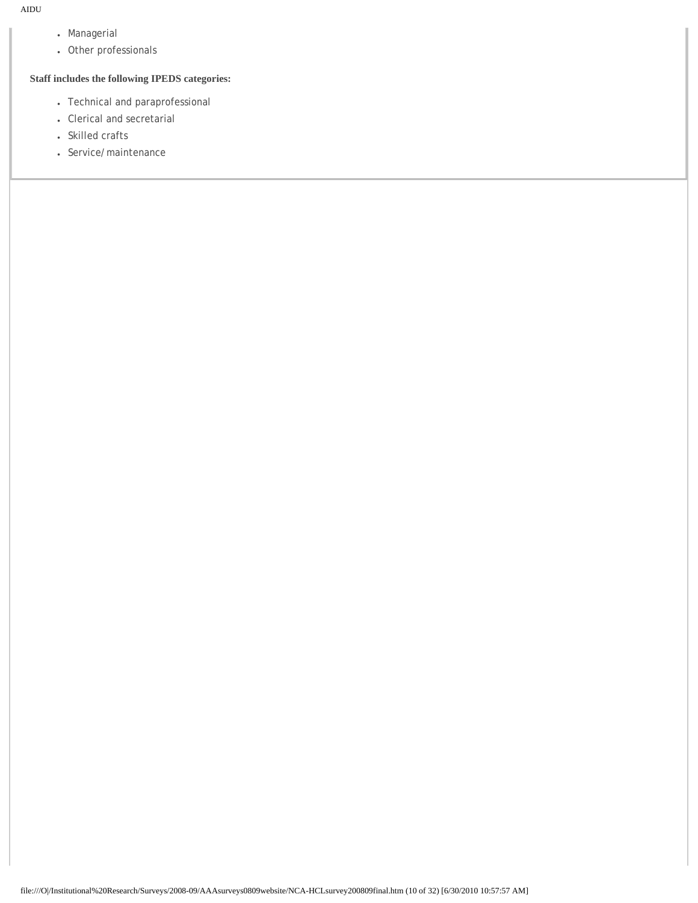- Managerial
- Other professionals

**Staff includes the following IPEDS categories:**

- Technical and paraprofessional
- Clerical and secretarial
- Skilled crafts
- Service/maintenance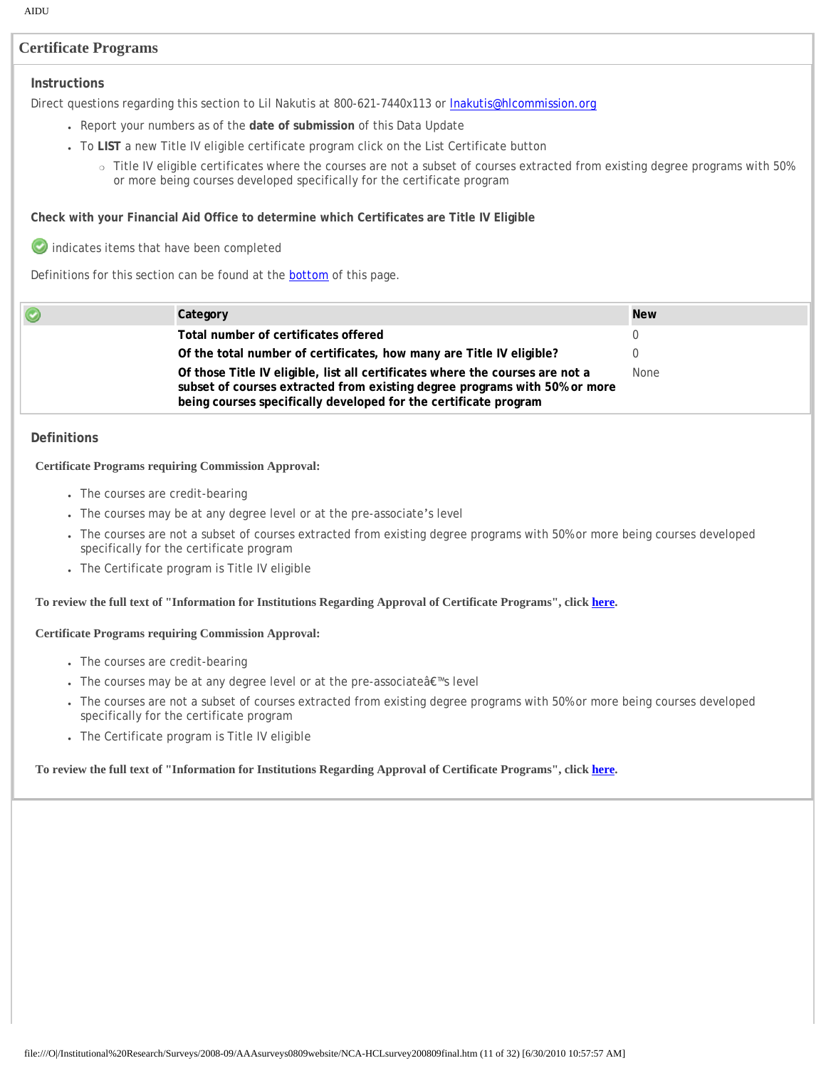## Certificate Programs

### Instructions

Direct questions regarding this section to Lil Nakutis at 800-621-7440x113 or lnakutis@hlcommission.org

- Report your numbers as of the **date of submission** of this Data Update
- To **LIST** a new Title IV eligible certificate program click on the List Certificate button
  - Title IV eligible certificates where the courses are not a subset of courses extracted from existing degree programs with 50% or more being courses developed specifically for the certificate program

**Check with your Financial Aid Office to determine which Certificates are Title IV Eligible**

indicates items that have been completed

Definitions for this section can be found at the bottom of this page.

| | Category | New |
|---|---|---|
| | **Total number of certificates offered** | 0 |
| | **Of the total number of certificates, how many are Title IV eligible?** | 0 |
| | **Of those Title IV eligible, list all certificates where the courses are not a subset of courses extracted from existing degree programs with 50% or more being courses specifically developed for the certificate program** | None |

### Definitions

**Certificate Programs requiring Commission Approval:**

- The courses are credit-bearing
- The courses may be at any degree level or at the pre-associate's level
- The courses are not a subset of courses extracted from existing degree programs with 50% or more being courses developed specifically for the certificate program
- The Certificate program is Title IV eligible

**To review the full text of "Information for Institutions Regarding Approval of Certificate Programs", click here.**

**Certificate Programs requiring Commission Approval:**

- The courses are credit-bearing
- The courses may be at any degree level or at the pre-associateâ€™s level
- The courses are not a subset of courses extracted from existing degree programs with 50% or more being courses developed specifically for the certificate program
- The Certificate program is Title IV eligible

**To review the full text of "Information for Institutions Regarding Approval of Certificate Programs", click here.**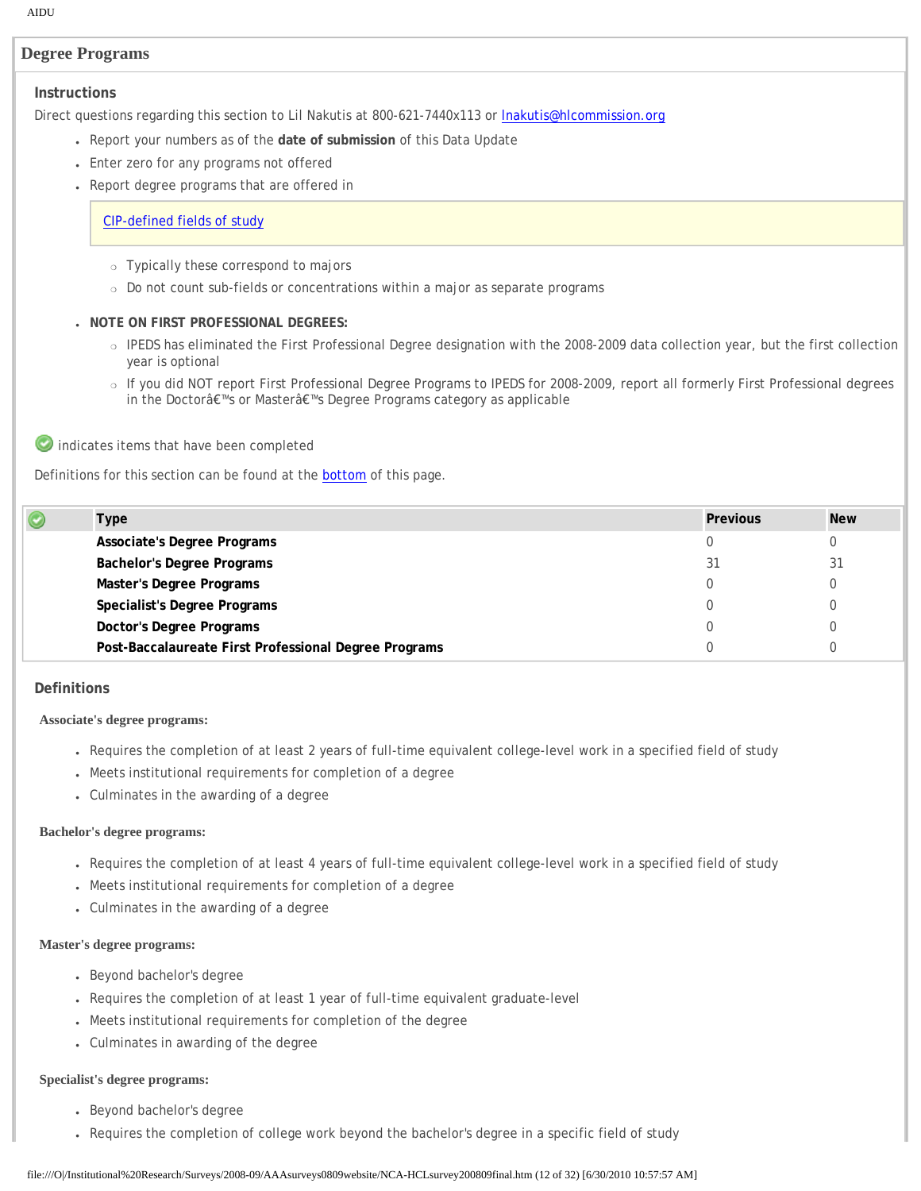## Degree Programs

### Instructions

Direct questions regarding this section to Lil Nakutis at 800-621-7440x113 or lnakutis@hlcommission.org

- Report your numbers as of the **date of submission** of this Data Update
- Enter zero for any programs not offered
- Report degree programs that are offered in

  CIP-defined fields of study

  - Typically these correspond to majors
  - Do not count sub-fields or concentrations within a major as separate programs

- **NOTE ON FIRST PROFESSIONAL DEGREES:**
  - IPEDS has eliminated the First Professional Degree designation with the 2008-2009 data collection year, but the first collection year is optional
  - If you did NOT report First Professional Degree Programs to IPEDS for 2008-2009, report all formerly First Professional degrees in the Doctorâ€™s or Masterâ€™s Degree Programs category as applicable

indicates items that have been completed

Definitions for this section can be found at the bottom of this page.

| | Type | Previous | New |
|---|---|---|---|
| | **Associate's Degree Programs** | 0 | 0 |
| | **Bachelor's Degree Programs** | 31 | 31 |
| | **Master's Degree Programs** | 0 | 0 |
| | **Specialist's Degree Programs** | 0 | 0 |
| | **Doctor's Degree Programs** | 0 | 0 |
| | **Post-Baccalaureate First Professional Degree Programs** | 0 | 0 |

### Definitions

**Associate's degree programs:**

- Requires the completion of at least 2 years of full-time equivalent college-level work in a specified field of study
- Meets institutional requirements for completion of a degree
- Culminates in the awarding of a degree

**Bachelor's degree programs:**

- Requires the completion of at least 4 years of full-time equivalent college-level work in a specified field of study
- Meets institutional requirements for completion of a degree
- Culminates in the awarding of a degree

**Master's degree programs:**

- Beyond bachelor's degree
- Requires the completion of at least 1 year of full-time equivalent graduate-level
- Meets institutional requirements for completion of the degree
- Culminates in awarding of the degree

**Specialist's degree programs:**

- Beyond bachelor's degree
- Requires the completion of college work beyond the bachelor's degree in a specific field of study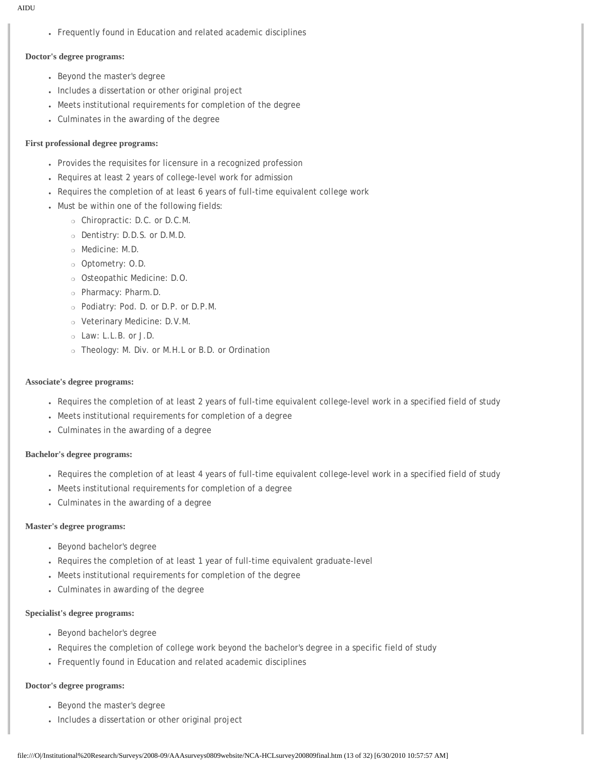- Frequently found in Education and related academic disciplines

**Doctor's degree programs:**

- Beyond the master's degree
- Includes a dissertation or other original project
- Meets institutional requirements for completion of the degree
- Culminates in the awarding of the degree

**First professional degree programs:**

- Provides the requisites for licensure in a recognized profession
- Requires at least 2 years of college-level work for admission
- Requires the completion of at least 6 years of full-time equivalent college work
- Must be within one of the following fields:
    - Chiropractic: D.C. or D.C.M.
    - Dentistry: D.D.S. or D.M.D.
    - Medicine: M.D.
    - Optometry: O.D.
    - Osteopathic Medicine: D.O.
    - Pharmacy: Pharm.D.
    - Podiatry: Pod. D. or D.P. or D.P.M.
    - Veterinary Medicine: D.V.M.
    - Law: L.L.B. or J.D.
    - Theology: M. Div. or M.H.L or B.D. or Ordination

**Associate's degree programs:**

- Requires the completion of at least 2 years of full-time equivalent college-level work in a specified field of study
- Meets institutional requirements for completion of a degree
- Culminates in the awarding of a degree

**Bachelor's degree programs:**

- Requires the completion of at least 4 years of full-time equivalent college-level work in a specified field of study
- Meets institutional requirements for completion of a degree
- Culminates in the awarding of a degree

**Master's degree programs:**

- Beyond bachelor's degree
- Requires the completion of at least 1 year of full-time equivalent graduate-level
- Meets institutional requirements for completion of the degree
- Culminates in awarding of the degree

**Specialist's degree programs:**

- Beyond bachelor's degree
- Requires the completion of college work beyond the bachelor's degree in a specific field of study
- Frequently found in Education and related academic disciplines

**Doctor's degree programs:**

- Beyond the master's degree
- Includes a dissertation or other original project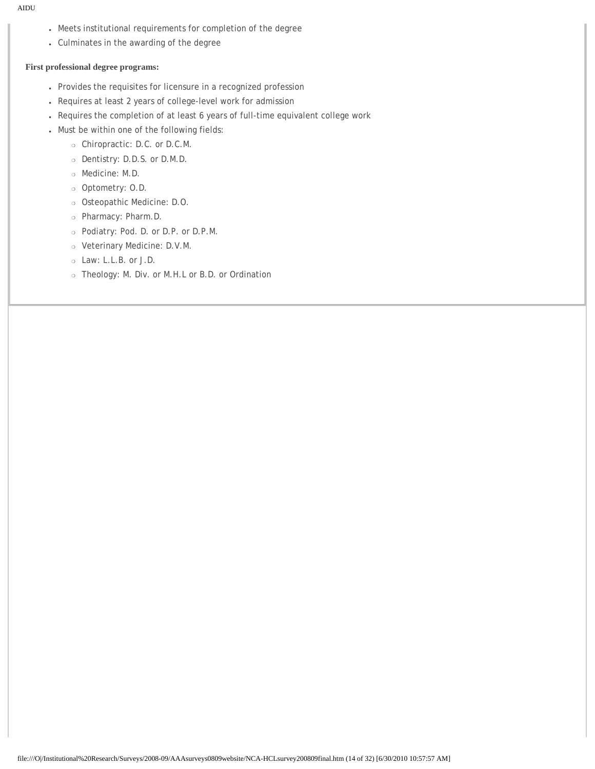- Meets institutional requirements for completion of the degree
- Culminates in the awarding of the degree

**First professional degree programs:**

- Provides the requisites for licensure in a recognized profession
- Requires at least 2 years of college-level work for admission
- Requires the completion of at least 6 years of full-time equivalent college work
- Must be within one of the following fields:
  - Chiropractic: D.C. or D.C.M.
  - Dentistry: D.D.S. or D.M.D.
  - Medicine: M.D.
  - Optometry: O.D.
  - Osteopathic Medicine: D.O.
  - Pharmacy: Pharm.D.
  - Podiatry: Pod. D. or D.P. or D.P.M.
  - Veterinary Medicine: D.V.M.
  - Law: L.L.B. or J.D.
  - Theology: M. Div. or M.H.L or B.D. or Ordination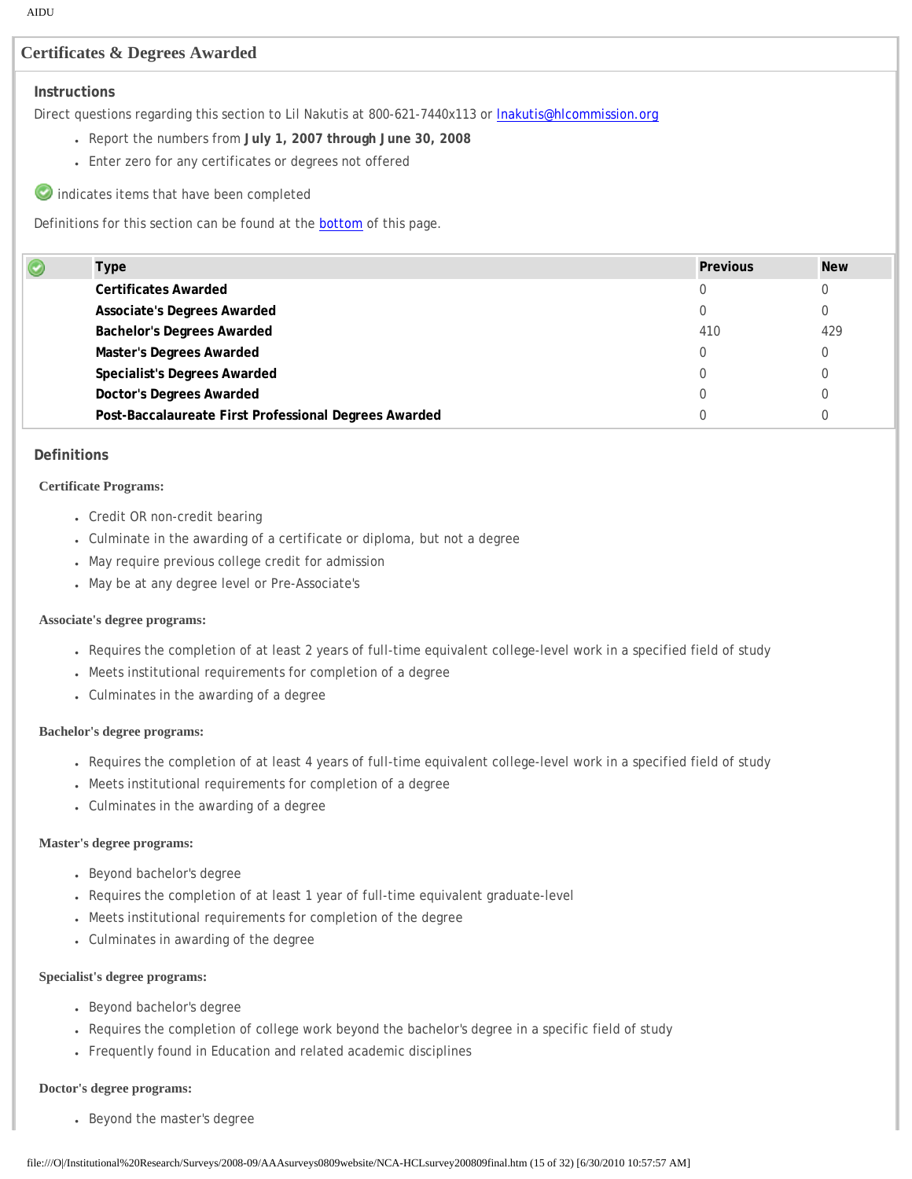## Certificates & Degrees Awarded

### Instructions

Direct questions regarding this section to Lil Nakutis at 800-621-7440x113 or lnakutis@hlcommission.org

- Report the numbers from **July 1, 2007 through June 30, 2008**
- Enter zero for any certificates or degrees not offered

indicates items that have been completed

Definitions for this section can be found at the bottom of this page.

| | Type | Previous | New |
|---|---|---|---|
| | **Certificates Awarded** | 0 | 0 |
| | **Associate's Degrees Awarded** | 0 | 0 |
| | **Bachelor's Degrees Awarded** | 410 | 429 |
| | **Master's Degrees Awarded** | 0 | 0 |
| | **Specialist's Degrees Awarded** | 0 | 0 |
| | **Doctor's Degrees Awarded** | 0 | 0 |
| | **Post-Baccalaureate First Professional Degrees Awarded** | 0 | 0 |

### Definitions

**Certificate Programs:**

- Credit OR non-credit bearing
- Culminate in the awarding of a certificate or diploma, but not a degree
- May require previous college credit for admission
- May be at any degree level or Pre-Associate's

**Associate's degree programs:**

- Requires the completion of at least 2 years of full-time equivalent college-level work in a specified field of study
- Meets institutional requirements for completion of a degree
- Culminates in the awarding of a degree

**Bachelor's degree programs:**

- Requires the completion of at least 4 years of full-time equivalent college-level work in a specified field of study
- Meets institutional requirements for completion of a degree
- Culminates in the awarding of a degree

**Master's degree programs:**

- Beyond bachelor's degree
- Requires the completion of at least 1 year of full-time equivalent graduate-level
- Meets institutional requirements for completion of the degree
- Culminates in awarding of the degree

**Specialist's degree programs:**

- Beyond bachelor's degree
- Requires the completion of college work beyond the bachelor's degree in a specific field of study
- Frequently found in Education and related academic disciplines

**Doctor's degree programs:**

- Beyond the master's degree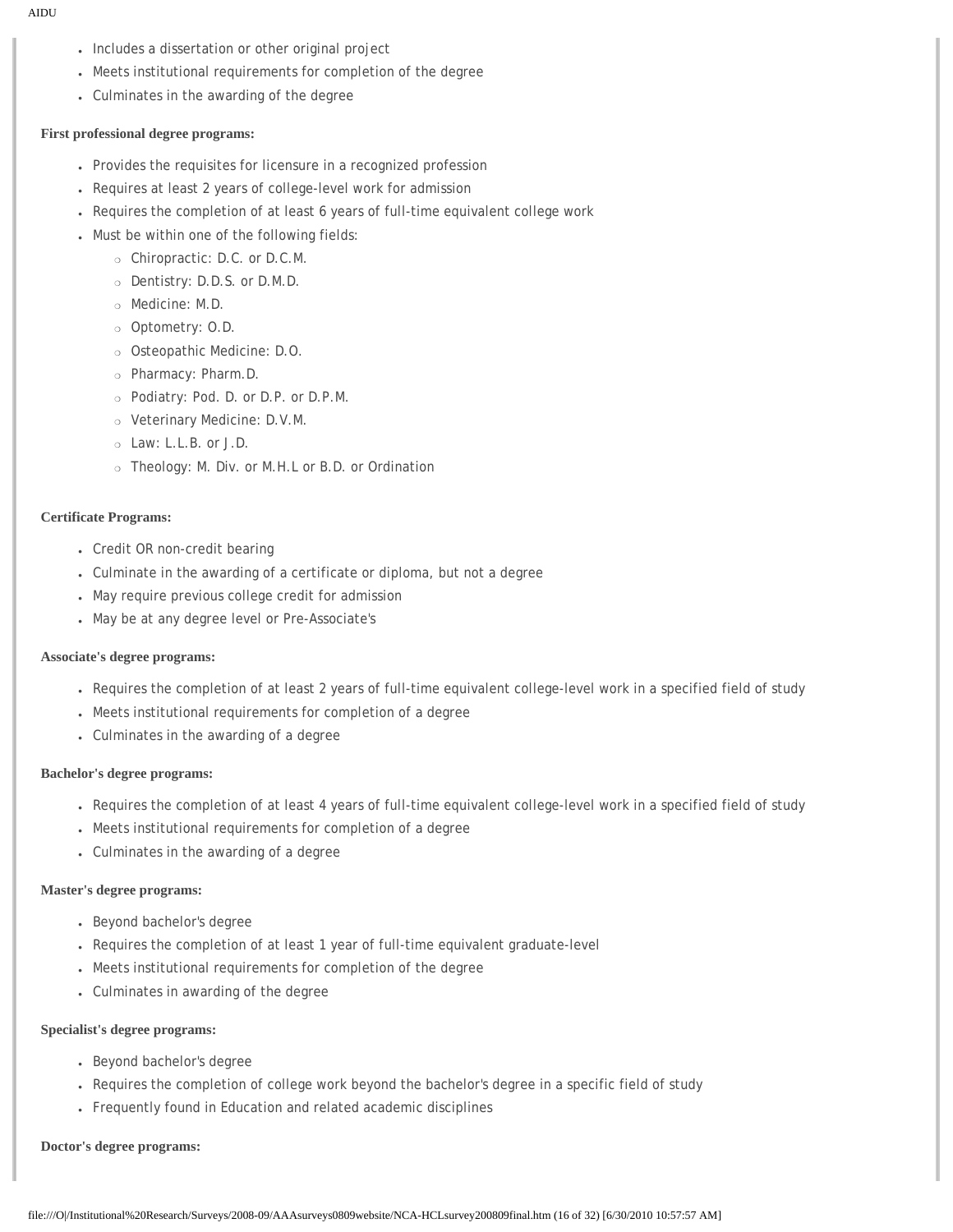- Includes a dissertation or other original project
- Meets institutional requirements for completion of the degree
- Culminates in the awarding of the degree

**First professional degree programs:**

- Provides the requisites for licensure in a recognized profession
- Requires at least 2 years of college-level work for admission
- Requires the completion of at least 6 years of full-time equivalent college work
- Must be within one of the following fields:
  - Chiropractic: D.C. or D.C.M.
  - Dentistry: D.D.S. or D.M.D.
  - Medicine: M.D.
  - Optometry: O.D.
  - Osteopathic Medicine: D.O.
  - Pharmacy: Pharm.D.
  - Podiatry: Pod. D. or D.P. or D.P.M.
  - Veterinary Medicine: D.V.M.
  - Law: L.L.B. or J.D.
  - Theology: M. Div. or M.H.L or B.D. or Ordination

**Certificate Programs:**

- Credit OR non-credit bearing
- Culminate in the awarding of a certificate or diploma, but not a degree
- May require previous college credit for admission
- May be at any degree level or Pre-Associate's

**Associate's degree programs:**

- Requires the completion of at least 2 years of full-time equivalent college-level work in a specified field of study
- Meets institutional requirements for completion of a degree
- Culminates in the awarding of a degree

**Bachelor's degree programs:**

- Requires the completion of at least 4 years of full-time equivalent college-level work in a specified field of study
- Meets institutional requirements for completion of a degree
- Culminates in the awarding of a degree

**Master's degree programs:**

- Beyond bachelor's degree
- Requires the completion of at least 1 year of full-time equivalent graduate-level
- Meets institutional requirements for completion of the degree
- Culminates in awarding of the degree

**Specialist's degree programs:**

- Beyond bachelor's degree
- Requires the completion of college work beyond the bachelor's degree in a specific field of study
- Frequently found in Education and related academic disciplines

**Doctor's degree programs:**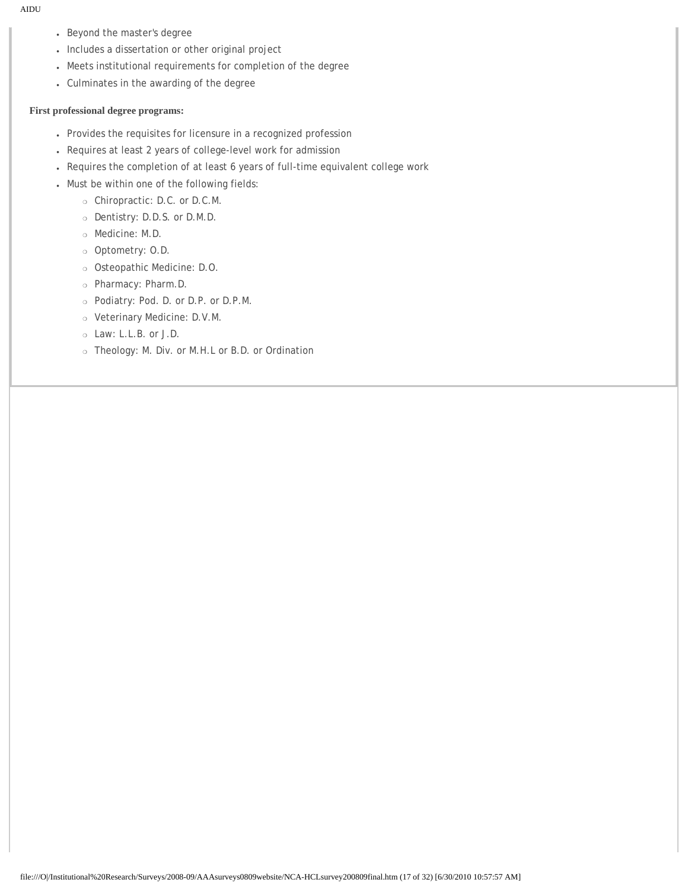- Beyond the master's degree
- Includes a dissertation or other original project
- Meets institutional requirements for completion of the degree
- Culminates in the awarding of the degree

**First professional degree programs:**

- Provides the requisites for licensure in a recognized profession
- Requires at least 2 years of college-level work for admission
- Requires the completion of at least 6 years of full-time equivalent college work
- Must be within one of the following fields:
  - Chiropractic: D.C. or D.C.M.
  - Dentistry: D.D.S. or D.M.D.
  - Medicine: M.D.
  - Optometry: O.D.
  - Osteopathic Medicine: D.O.
  - Pharmacy: Pharm.D.
  - Podiatry: Pod. D. or D.P. or D.P.M.
  - Veterinary Medicine: D.V.M.
  - Law: L.L.B. or J.D.
  - Theology: M. Div. or M.H.L or B.D. or Ordination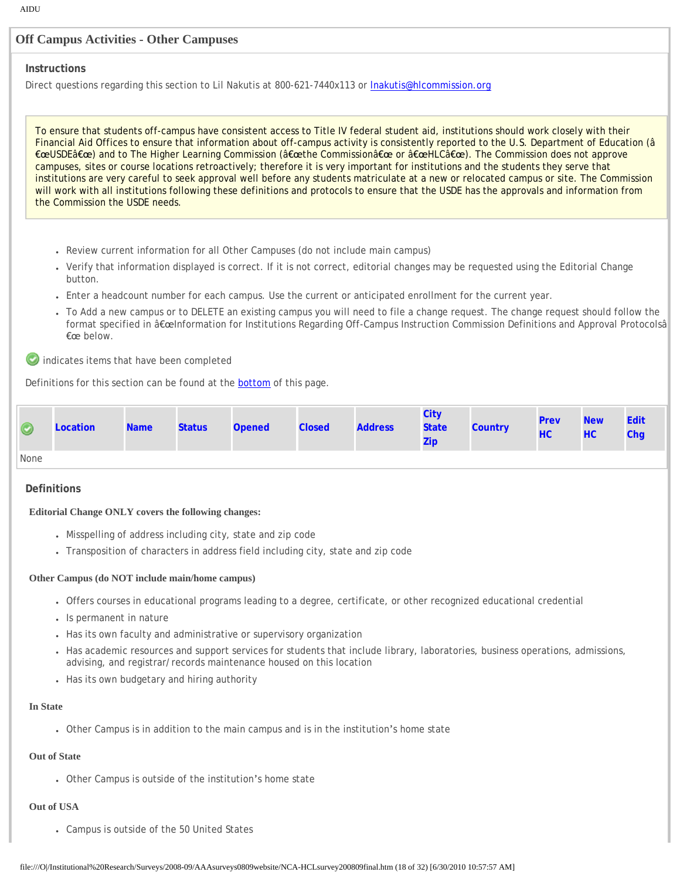## Off Campus Activities - Other Campuses

### Instructions

Direct questions regarding this section to Lil Nakutis at 800-621-7440x113 or lnakutis@hlcommission.org

> To ensure that students off-campus have consistent access to Title IV federal student aid, institutions should work closely with their Financial Aid Offices to ensure that information about off-campus activity is consistently reported to the U.S. Department of Education (â€œUSDEâ€œ) and to The Higher Learning Commission (â€œthe Commissionâ€œ or â€œHLCâ€œ). The Commission does not approve campuses, sites or course locations retroactively; therefore it is very important for institutions and the students they serve that institutions are very careful to seek approval well before any students matriculate at a new or relocated campus or site. The Commission will work with all institutions following these definitions and protocols to ensure that the USDE has the approvals and information from the Commission the USDE needs.

- Review current information for all Other Campuses (do not include main campus)
- Verify that information displayed is correct. If it is not correct, editorial changes may be requested using the Editorial Change button.
- Enter a headcount number for each campus. Use the current or anticipated enrollment for the current year.
- To Add a new campus or to DELETE an existing campus you will need to file a change request. The change request should follow the format specified in â€œInformation for Institutions Regarding Off-Campus Instruction Commission Definitions and Approval Protocolsâ€œ below.

✓ indicates items that have been completed

Definitions for this section can be found at the bottom of this page.

| ✓ | Location | Name | Status | Opened | Closed | Address | City State Zip | Country | Prev HC | New HC | Edit Chg |
|---|---|---|---|---|---|---|---|---|---|---|---|
| None | | | | | | | | | | | |

### Definitions

**Editorial Change ONLY covers the following changes:**

- Misspelling of address including city, state and zip code
- Transposition of characters in address field including city, state and zip code

**Other Campus (do NOT include main/home campus)**

- Offers courses in educational programs leading to a degree, certificate, or other recognized educational credential
- Is permanent in nature
- Has its own faculty and administrative or supervisory organization
- Has academic resources and support services for students that include library, laboratories, business operations, admissions, advising, and registrar/ records maintenance housed on this location
- Has its own budgetary and hiring authority

**In State**

- Other Campus is in addition to the main campus and is in the institution's home state

**Out of State**

- Other Campus is outside of the institution's home state

**Out of USA**

- Campus is outside of the 50 United States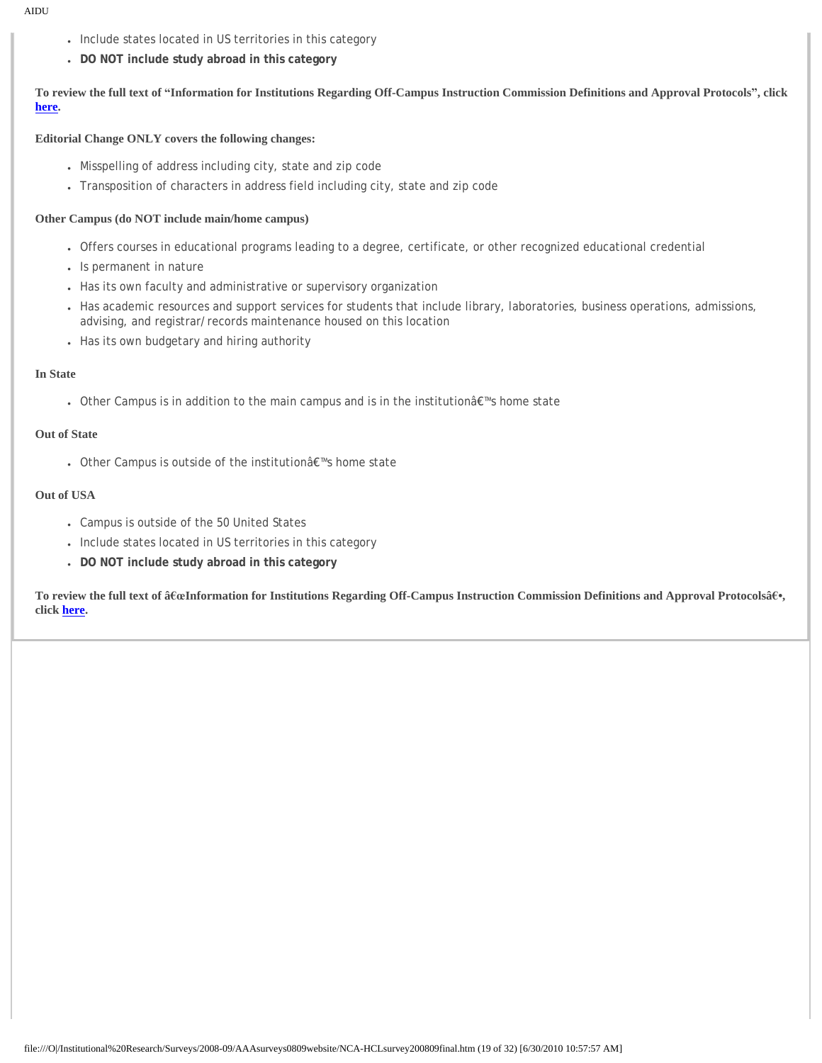- Include states located in US territories in this category
- **DO NOT include study abroad in this category**

**To review the full text of "Information for Institutions Regarding Off-Campus Instruction Commission Definitions and Approval Protocols", click [here](#).**

**Editorial Change ONLY covers the following changes:**

- Misspelling of address including city, state and zip code
- Transposition of characters in address field including city, state and zip code

**Other Campus (do NOT include main/home campus)**

- Offers courses in educational programs leading to a degree, certificate, or other recognized educational credential
- Is permanent in nature
- Has its own faculty and administrative or supervisory organization
- Has academic resources and support services for students that include library, laboratories, business operations, admissions, advising, and registrar/ records maintenance housed on this location
- Has its own budgetary and hiring authority

**In State**

- Other Campus is in addition to the main campus and is in the institutionâ€™s home state

**Out of State**

- Other Campus is outside of the institutionâ€™s home state

**Out of USA**

- Campus is outside of the 50 United States
- Include states located in US territories in this category
- **DO NOT include study abroad in this category**

**To review the full text of â€œInformation for Institutions Regarding Off-Campus Instruction Commission Definitions and Approval Protocolsâ€•, click [here](#).**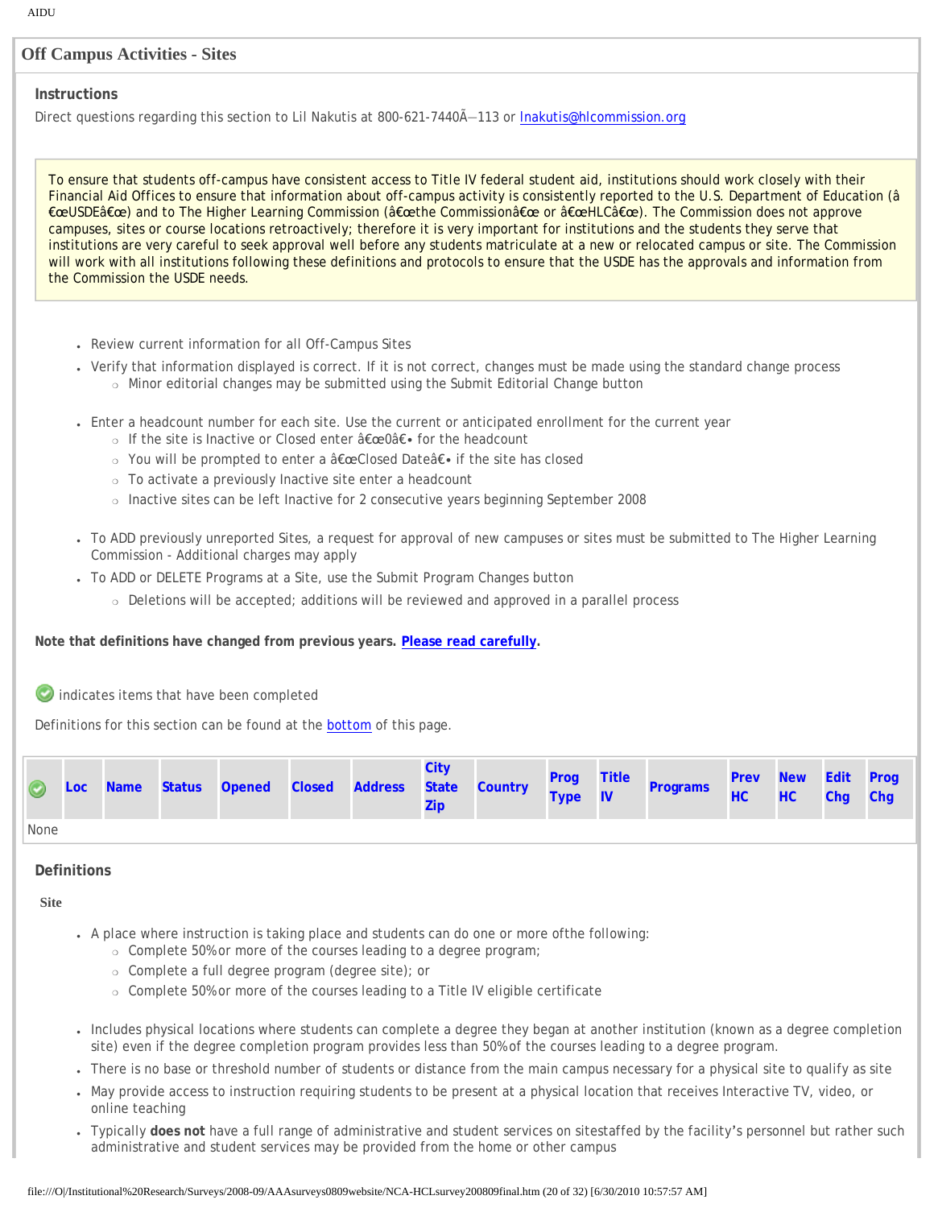## Off Campus Activities - Sites

### Instructions

Direct questions regarding this section to Lil Nakutis at 800-621-7440Ã—113 or lnakutis@hlcommission.org

To ensure that students off-campus have consistent access to Title IV federal student aid, institutions should work closely with their Financial Aid Offices to ensure that information about off-campus activity is consistently reported to the U.S. Department of Education (â€œUSDEâ€œ) and to The Higher Learning Commission (â€œthe Commissionâ€œ or â€œHLCâ€œ). The Commission does not approve campuses, sites or course locations retroactively; therefore it is very important for institutions and the students they serve that institutions are very careful to seek approval well before any students matriculate at a new or relocated campus or site. The Commission will work with all institutions following these definitions and protocols to ensure that the USDE has the approvals and information from the Commission the USDE needs.

- Review current information for all Off-Campus Sites
- Verify that information displayed is correct. If it is not correct, changes must be made using the standard change process
  - Minor editorial changes may be submitted using the Submit Editorial Change button
- Enter a headcount number for each site. Use the current or anticipated enrollment for the current year
  - If the site is Inactive or Closed enter â€œ0â€• for the headcount
  - You will be prompted to enter a â€œClosed Dateâ€• if the site has closed
  - To activate a previously Inactive site enter a headcount
  - Inactive sites can be left Inactive for 2 consecutive years beginning September 2008
- To ADD previously unreported Sites, a request for approval of new campuses or sites must be submitted to The Higher Learning Commission - Additional charges may apply
- To ADD or DELETE Programs at a Site, use the Submit Program Changes button
  - Deletions will be accepted; additions will be reviewed and approved in a parallel process

**Note that definitions have changed from previous years. Please read carefully.**

✔ indicates items that have been completed

Definitions for this section can be found at the bottom of this page.

| ✔ | Loc | Name | Status | Opened | Closed | Address | City State Zip | Country | Prog Type | Title IV | Programs | Prev HC | New HC | Edit Chg | Prog Chg |
|---|---|---|---|---|---|---|---|---|---|---|---|---|---|---|---|
| None | | | | | | | | | | | | | | | |

### Definitions

**Site**

- A place where instruction is taking place and students can do one or more ofthe following:
  - Complete 50%or more of the courses leading to a degree program;
  - Complete a full degree program (degree site); or
  - Complete 50%or more of the courses leading to a Title IV eligible certificate
- Includes physical locations where students can complete a degree they began at another institution (known as a degree completion site) even if the degree completion program provides less than 50%of the courses leading to a degree program.
- There is no base or threshold number of students or distance from the main campus necessary for a physical site to qualify as site
- May provide access to instruction requiring students to be present at a physical location that receives Interactive TV, video, or online teaching
- Typically **does not** have a full range of administrative and student services on sitestaffed by the facility's personnel but rather such administrative and student services may be provided from the home or other campus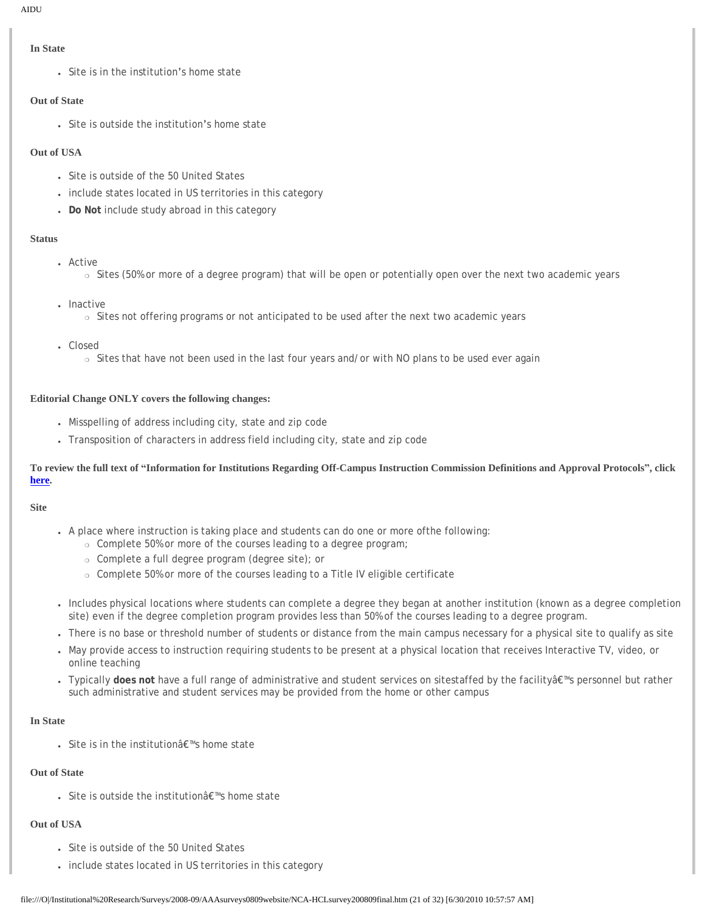**In State**

- Site is in the institution's home state

**Out of State**

- Site is outside the institution's home state

**Out of USA**

- Site is outside of the 50 United States
- include states located in US territories in this category
- **Do Not** include study abroad in this category

**Status**

- Active
  - Sites (50% or more of a degree program) that will be open or potentially open over the next two academic years
- Inactive
  - Sites not offering programs or not anticipated to be used after the next two academic years
- Closed
  - Sites that have not been used in the last four years and/or with NO plans to be used ever again

**Editorial Change ONLY covers the following changes:**

- Misspelling of address including city, state and zip code
- Transposition of characters in address field including city, state and zip code

**To review the full text of "Information for Institutions Regarding Off-Campus Instruction Commission Definitions and Approval Protocols", click here.**

**Site**

- A place where instruction is taking place and students can do one or more ofthe following:
  - Complete 50% or more of the courses leading to a degree program;
  - Complete a full degree program (degree site); or
  - Complete 50% or more of the courses leading to a Title IV eligible certificate
- Includes physical locations where students can complete a degree they began at another institution (known as a degree completion site) even if the degree completion program provides less than 50% of the courses leading to a degree program.
- There is no base or threshold number of students or distance from the main campus necessary for a physical site to qualify as site
- May provide access to instruction requiring students to be present at a physical location that receives Interactive TV, video, or online teaching
- Typically **does not** have a full range of administrative and student services on sitestaffed by the facilityâ€™s personnel but rather such administrative and student services may be provided from the home or other campus

**In State**

- Site is in the institutionâ€™s home state

**Out of State**

- Site is outside the institutionâ€™s home state

**Out of USA**

- Site is outside of the 50 United States
- include states located in US territories in this category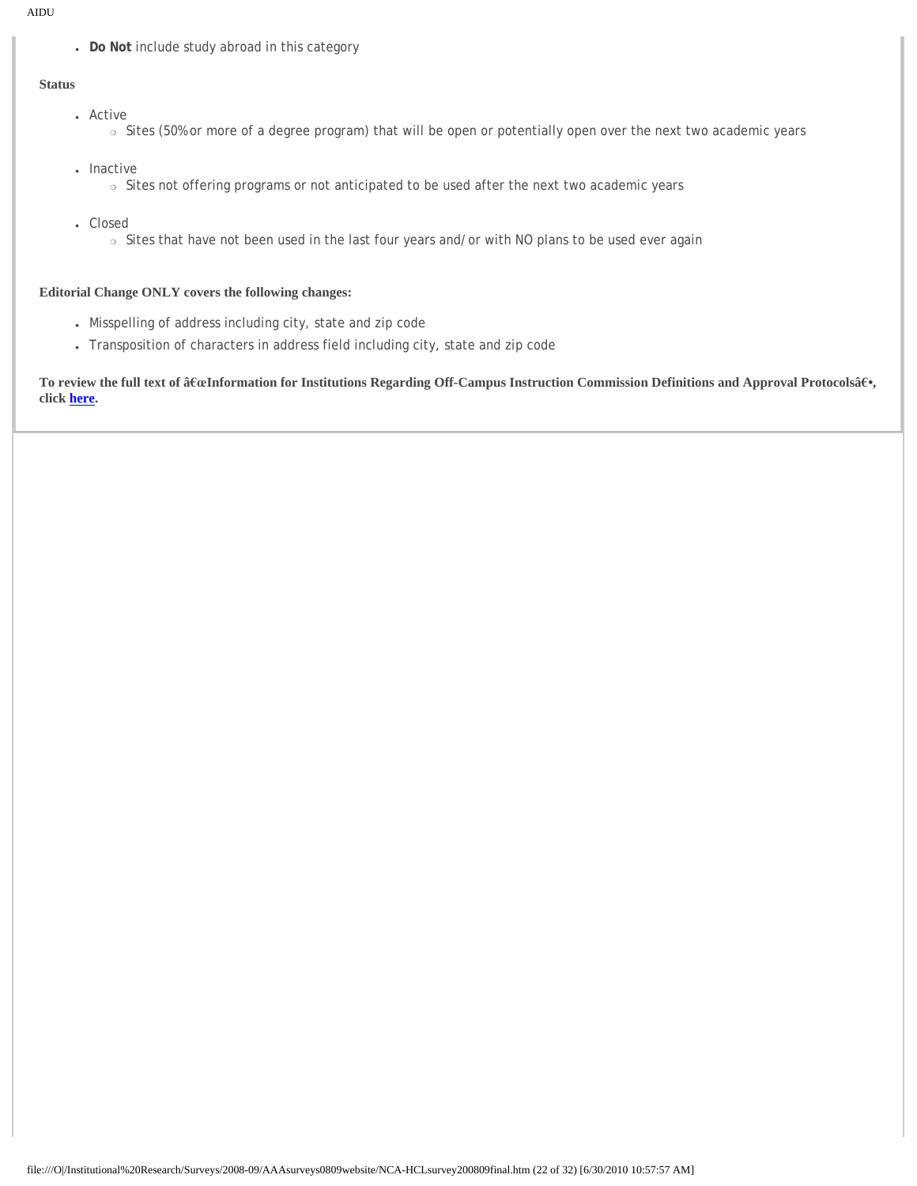- **Do Not** include study abroad in this category

**Status**

- Active
  - Sites (50% or more of a degree program) that will be open or potentially open over the next two academic years
- Inactive
  - Sites not offering programs or not anticipated to be used after the next two academic years
- Closed
  - Sites that have not been used in the last four years and/or with NO plans to be used ever again

**Editorial Change ONLY covers the following changes:**

- Misspelling of address including city, state and zip code
- Transposition of characters in address field including city, state and zip code

**To review the full text of â€œInformation for Institutions Regarding Off-Campus Instruction Commission Definitions and Approval Protocolsâ€•, click here.**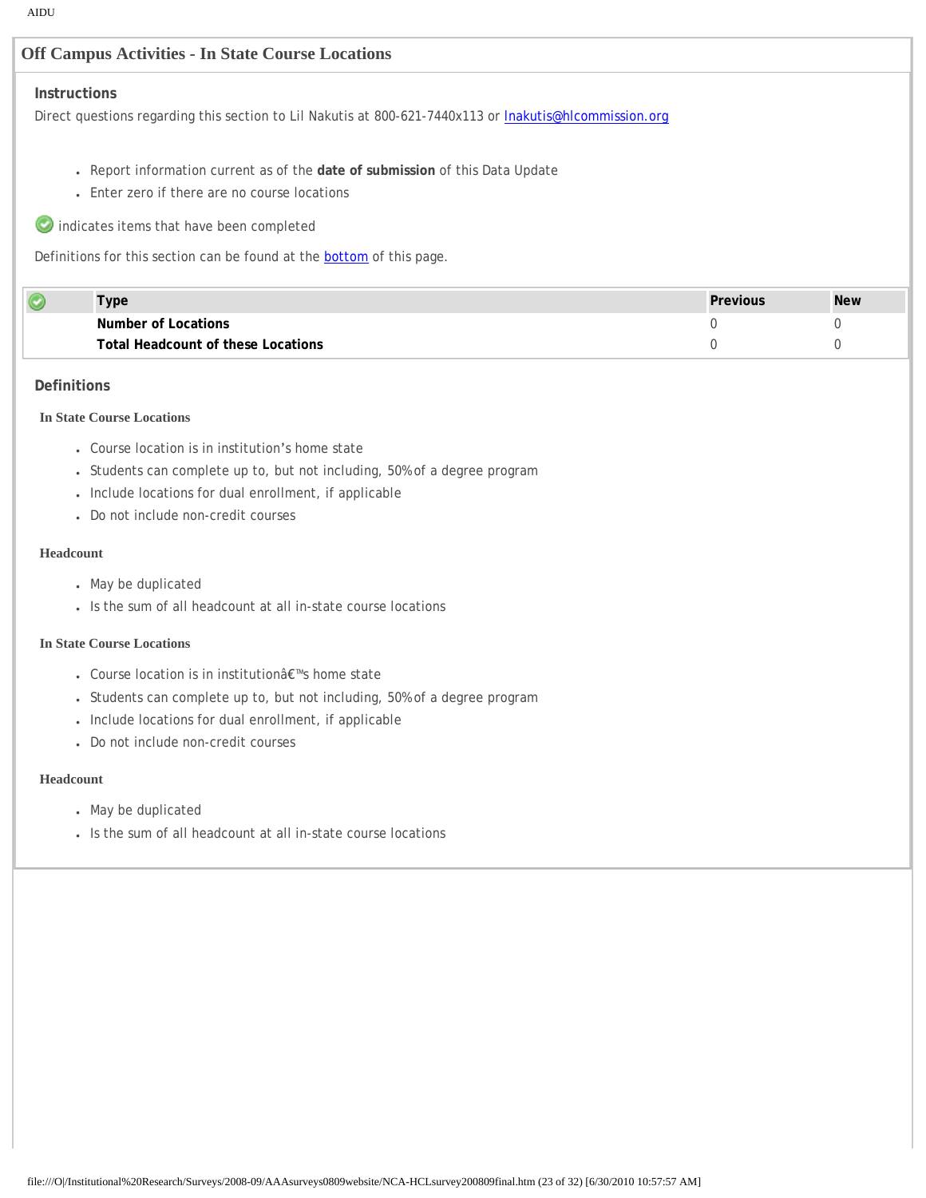## Off Campus Activities - In State Course Locations

### Instructions

Direct questions regarding this section to Lil Nakutis at 800-621-7440x113 or lnakutis@hlcommission.org

- Report information current as of the **date of submission** of this Data Update
- Enter zero if there are no course locations

indicates items that have been completed

Definitions for this section can be found at the bottom of this page.

| | Type | Previous | New |
|---|---|---|---|
| | **Number of Locations** | 0 | 0 |
| | **Total Headcount of these Locations** | 0 | 0 |

### Definitions

#### In State Course Locations

- Course location is in institution’s home state
- Students can complete up to, but not including, 50% of a degree program
- Include locations for dual enrollment, if applicable
- Do not include non-credit courses

#### Headcount

- May be duplicated
- Is the sum of all headcount at all in-state course locations

#### In State Course Locations

- Course location is in institutionâ€™s home state
- Students can complete up to, but not including, 50% of a degree program
- Include locations for dual enrollment, if applicable
- Do not include non-credit courses

#### Headcount

- May be duplicated
- Is the sum of all headcount at all in-state course locations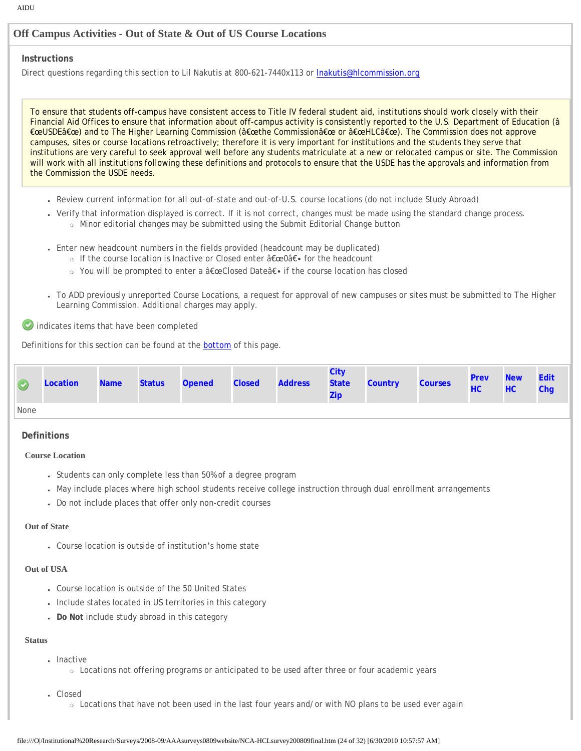## Off Campus Activities - Out of State & Out of US Course Locations

### Instructions

Direct questions regarding this section to Lil Nakutis at 800-621-7440x113 or lnakutis@hlcommission.org

To ensure that students off-campus have consistent access to Title IV federal student aid, institutions should work closely with their Financial Aid Offices to ensure that information about off-campus activity is consistently reported to the U.S. Department of Education (â€œUSDEâ€œ) and to The Higher Learning Commission (â€œthe Commissionâ€œ or â€œHLCâ€œ). The Commission does not approve campuses, sites or course locations retroactively; therefore it is very important for institutions and the students they serve that institutions are very careful to seek approval well before any students matriculate at a new or relocated campus or site. The Commission will work with all institutions following these definitions and protocols to ensure that the USDE has the approvals and information from the Commission the USDE needs.

- Review current information for all out-of-state and out-of-U.S. course locations (do not include Study Abroad)
- Verify that information displayed is correct. If it is not correct, changes must be made using the standard change process.
  - Minor editorial changes may be submitted using the Submit Editorial Change button
- Enter new headcount numbers in the fields provided (headcount may be duplicated)
  - If the course location is Inactive or Closed enter â€œ0â€• for the headcount
  - You will be prompted to enter a â€œClosed Dateâ€• if the course location has closed
- To ADD previously unreported Course Locations, a request for approval of new campuses or sites must be submitted to The Higher Learning Commission. Additional charges may apply.

indicates items that have been completed

Definitions for this section can be found at the bottom of this page.

| ✓ | Location | Name | Status | Opened | Closed | Address | City State Zip | Country | Courses | Prev HC | New HC | Edit Chg |
|---|---|---|---|---|---|---|---|---|---|---|---|---|
| None | | | | | | | | | | | | |

### Definitions

**Course Location**

- Students can only complete less than 50% of a degree program
- May include places where high school students receive college instruction through dual enrollment arrangements
- Do not include places that offer only non-credit courses

**Out of State**

- Course location is outside of institution's home state

**Out of USA**

- Course location is outside of the 50 United States
- Include states located in US territories in this category
- **Do Not** include study abroad in this category

**Status**

- Inactive
  - Locations not offering programs or anticipated to be used after three or four academic years
- Closed
  - Locations that have not been used in the last four years and/or with NO plans to be used ever again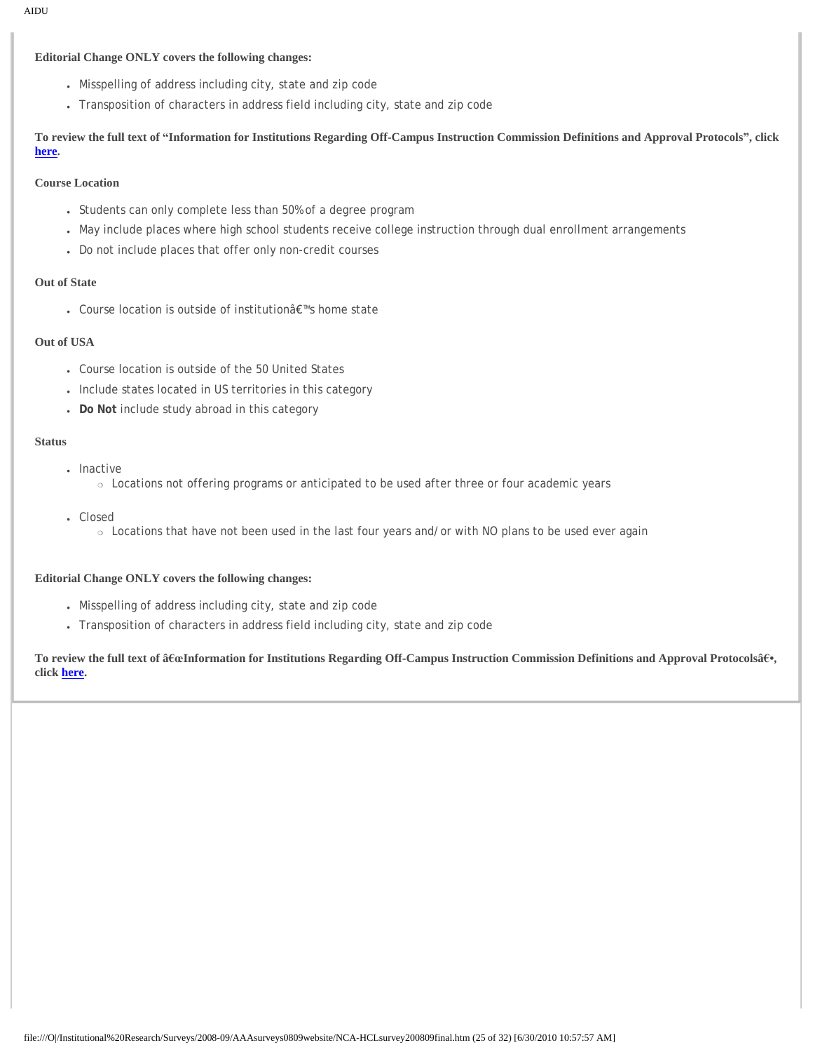**Editorial Change ONLY covers the following changes:**

- Misspelling of address including city, state and zip code
- Transposition of characters in address field including city, state and zip code

**To review the full text of "Information for Institutions Regarding Off-Campus Instruction Commission Definitions and Approval Protocols", click [here](#).**

**Course Location**

- Students can only complete less than 50% of a degree program
- May include places where high school students receive college instruction through dual enrollment arrangements
- Do not include places that offer only non-credit courses

**Out of State**

- Course location is outside of institutionâ€™s home state

**Out of USA**

- Course location is outside of the 50 United States
- Include states located in US territories in this category
- **Do Not** include study abroad in this category

**Status**

- Inactive
  - Locations not offering programs or anticipated to be used after three or four academic years
- Closed
  - Locations that have not been used in the last four years and/or with NO plans to be used ever again

**Editorial Change ONLY covers the following changes:**

- Misspelling of address including city, state and zip code
- Transposition of characters in address field including city, state and zip code

**To review the full text of â€œInformation for Institutions Regarding Off-Campus Instruction Commission Definitions and Approval Protocolsâ€•, click [here](#).**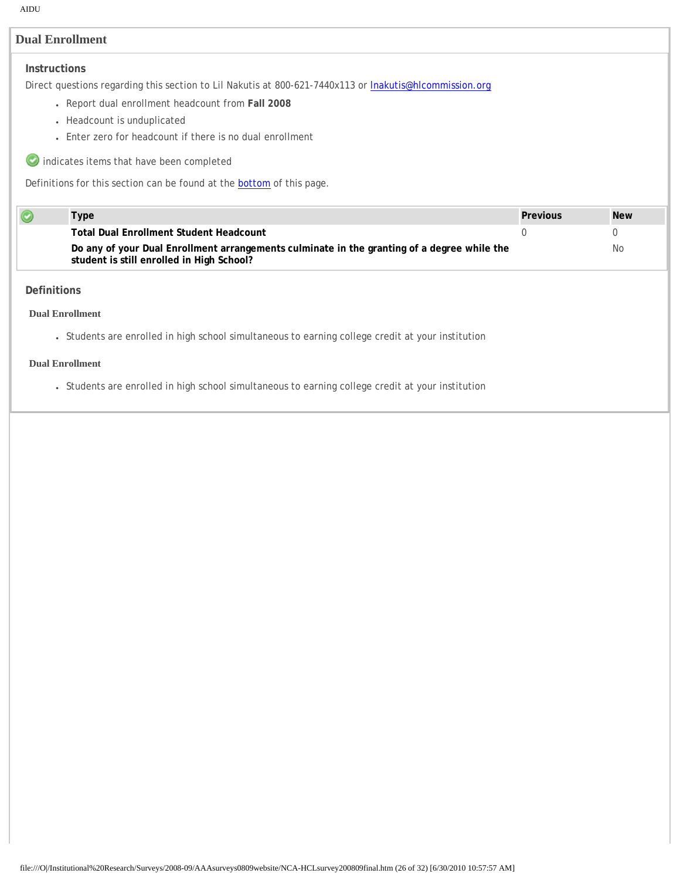## Dual Enrollment

### Instructions

Direct questions regarding this section to Lil Nakutis at 800-621-7440x113 or lnakutis@hlcommission.org

- Report dual enrollment headcount from **Fall 2008**
- Headcount is unduplicated
- Enter zero for headcount if there is no dual enrollment

indicates items that have been completed

Definitions for this section can be found at the bottom of this page.

| | Type | Previous | New |
|---|---|---|---|
| | **Total Dual Enrollment Student Headcount** | 0 | 0 |
| | **Do any of your Dual Enrollment arrangements culminate in the granting of a degree while the student is still enrolled in High School?** | | No |

### Definitions

**Dual Enrollment**

- Students are enrolled in high school simultaneous to earning college credit at your institution

**Dual Enrollment**

- Students are enrolled in high school simultaneous to earning college credit at your institution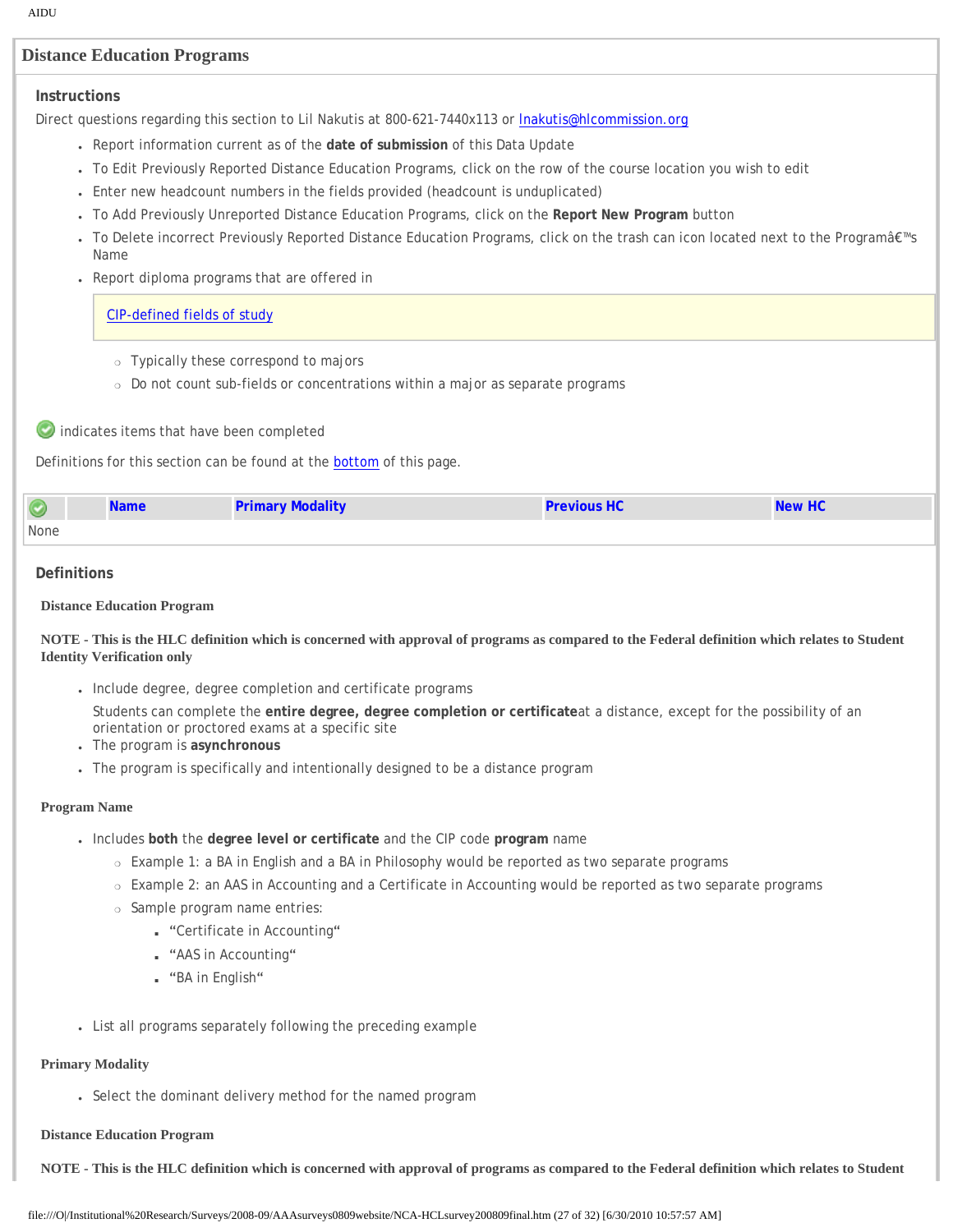## Distance Education Programs

### Instructions

Direct questions regarding this section to Lil Nakutis at 800-621-7440x113 or lnakutis@hlcommission.org

- Report information current as of the **date of submission** of this Data Update
- To Edit Previously Reported Distance Education Programs, click on the row of the course location you wish to edit
- Enter new headcount numbers in the fields provided (headcount is unduplicated)
- To Add Previously Unreported Distance Education Programs, click on the **Report New Program** button
- To Delete incorrect Previously Reported Distance Education Programs, click on the trash can icon located next to the Programâ€™s Name
- Report diploma programs that are offered in

  CIP-defined fields of study

  - Typically these correspond to majors
  - Do not count sub-fields or concentrations within a major as separate programs

✓ indicates items that have been completed

Definitions for this section can be found at the bottom of this page.

| ✓ | | Name | Primary Modality | Previous HC | New HC |
|---|---|---|---|---|---|
| None | | | | | |

### Definitions

**Distance Education Program**

**NOTE - This is the HLC definition which is concerned with approval of programs as compared to the Federal definition which relates to Student Identity Verification only**

- Include degree, degree completion and certificate programs

  Students can complete the **entire degree, degree completion or certificate**at a distance, except for the possibility of an orientation or proctored exams at a specific site
- The program is **asynchronous**
- The program is specifically and intentionally designed to be a distance program

**Program Name**

- Includes **both** the **degree level or certificate** and the CIP code **program** name
  - Example 1: a BA in English and a BA in Philosophy would be reported as two separate programs
  - Example 2: an AAS in Accounting and a Certificate in Accounting would be reported as two separate programs
  - Sample program name entries:
    - “Certificate in Accounting“
    - “AAS in Accounting“
    - “BA in English“
- List all programs separately following the preceding example

**Primary Modality**

- Select the dominant delivery method for the named program

**Distance Education Program**

**NOTE - This is the HLC definition which is concerned with approval of programs as compared to the Federal definition which relates to Student**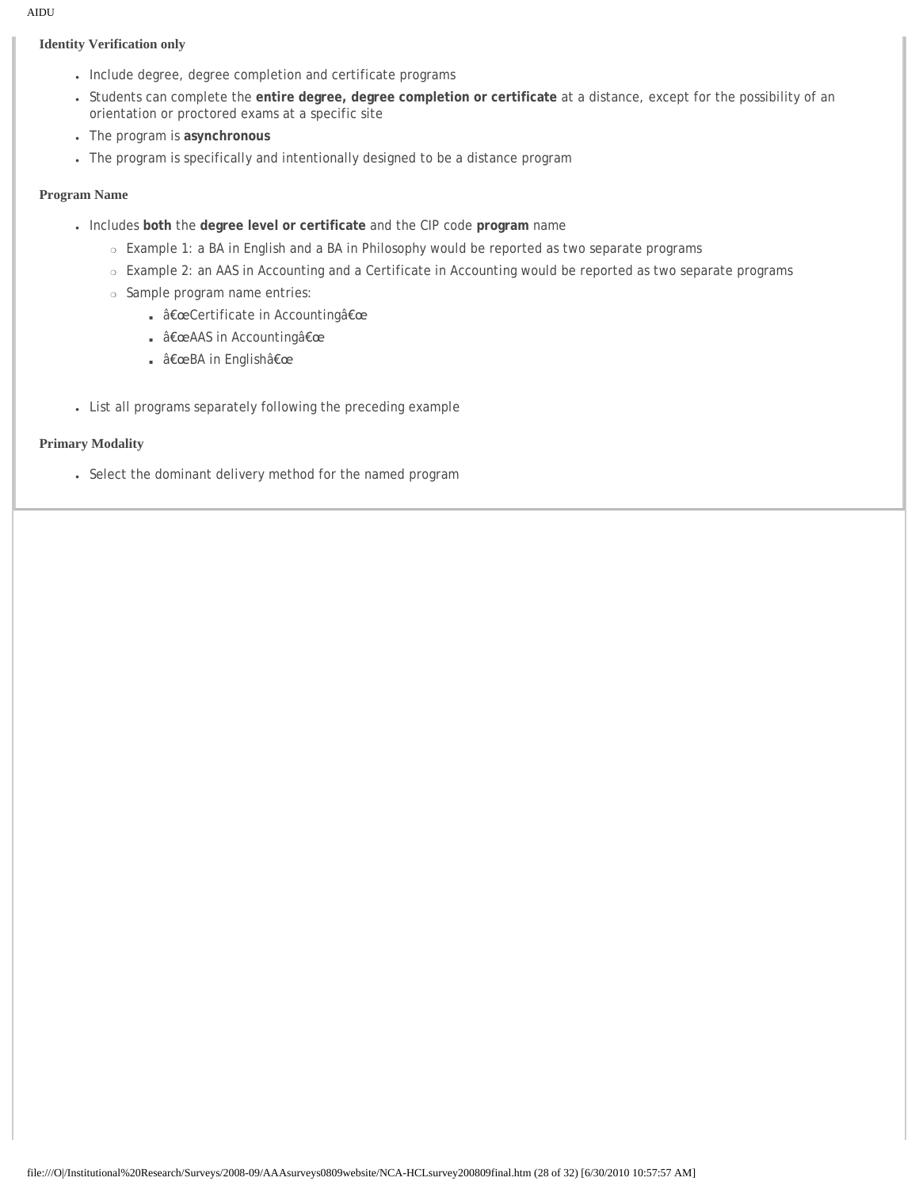**Identity Verification only**

- Include degree, degree completion and certificate programs
- Students can complete the **entire degree, degree completion or certificate** at a distance, except for the possibility of an orientation or proctored exams at a specific site
- The program is **asynchronous**
- The program is specifically and intentionally designed to be a distance program

**Program Name**

- Includes **both** the **degree level or certificate** and the CIP code **program** name
  - Example 1: a BA in English and a BA in Philosophy would be reported as two separate programs
  - Example 2: an AAS in Accounting and a Certificate in Accounting would be reported as two separate programs
  - Sample program name entries:
    - â€œCertificate in Accountingâ€œ
    - â€œAAS in Accountingâ€œ
    - â€œBA in Englishâ€œ

- List all programs separately following the preceding example

**Primary Modality**

- Select the dominant delivery method for the named program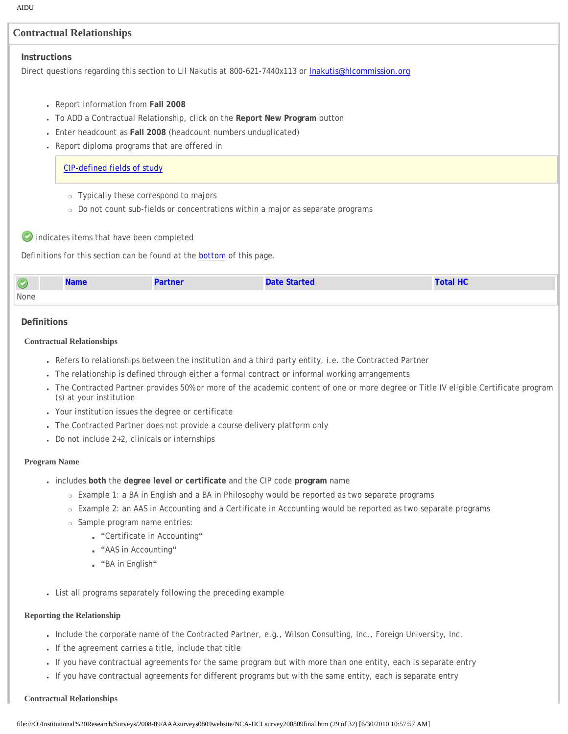## Contractual Relationships

### Instructions

Direct questions regarding this section to Lil Nakutis at 800-621-7440x113 or lnakutis@hlcommission.org

- Report information from **Fall 2008**
- To ADD a Contractual Relationship, click on the **Report New Program** button
- Enter headcount as **Fall 2008** (headcount numbers unduplicated)
- Report diploma programs that are offered in

  CIP-defined fields of study

  - Typically these correspond to majors
  - Do not count sub-fields or concentrations within a major as separate programs

✓ indicates items that have been completed

Definitions for this section can be found at the bottom of this page.

| ✓ | | Name | Partner | Date Started | Total HC |
|---|---|---|---|---|---|
| None | | | | | |

### Definitions

#### Contractual Relationships

- Refers to relationships between the institution and a third party entity, i.e. the Contracted Partner
- The relationship is defined through either a formal contract or informal working arrangements
- The Contracted Partner provides 50% or more of the academic content of one or more degree or Title IV eligible Certificate program(s) at your institution
- Your institution issues the degree or certificate
- The Contracted Partner does not provide a course delivery platform only
- Do not include 2+2, clinicals or internships

#### Program Name

- includes **both** the **degree level or certificate** and the CIP code **program** name
  - Example 1: a BA in English and a BA in Philosophy would be reported as two separate programs
  - Example 2: an AAS in Accounting and a Certificate in Accounting would be reported as two separate programs
  - Sample program name entries:
    - "Certificate in Accounting"
    - "AAS in Accounting"
    - "BA in English"
- List all programs separately following the preceding example

#### Reporting the Relationship

- Include the corporate name of the Contracted Partner, e.g., Wilson Consulting, Inc., Foreign University, Inc.
- If the agreement carries a title, include that title
- If you have contractual agreements for the same program but with more than one entity, each is separate entry
- If you have contractual agreements for different programs but with the same entity, each is separate entry

#### Contractual Relationships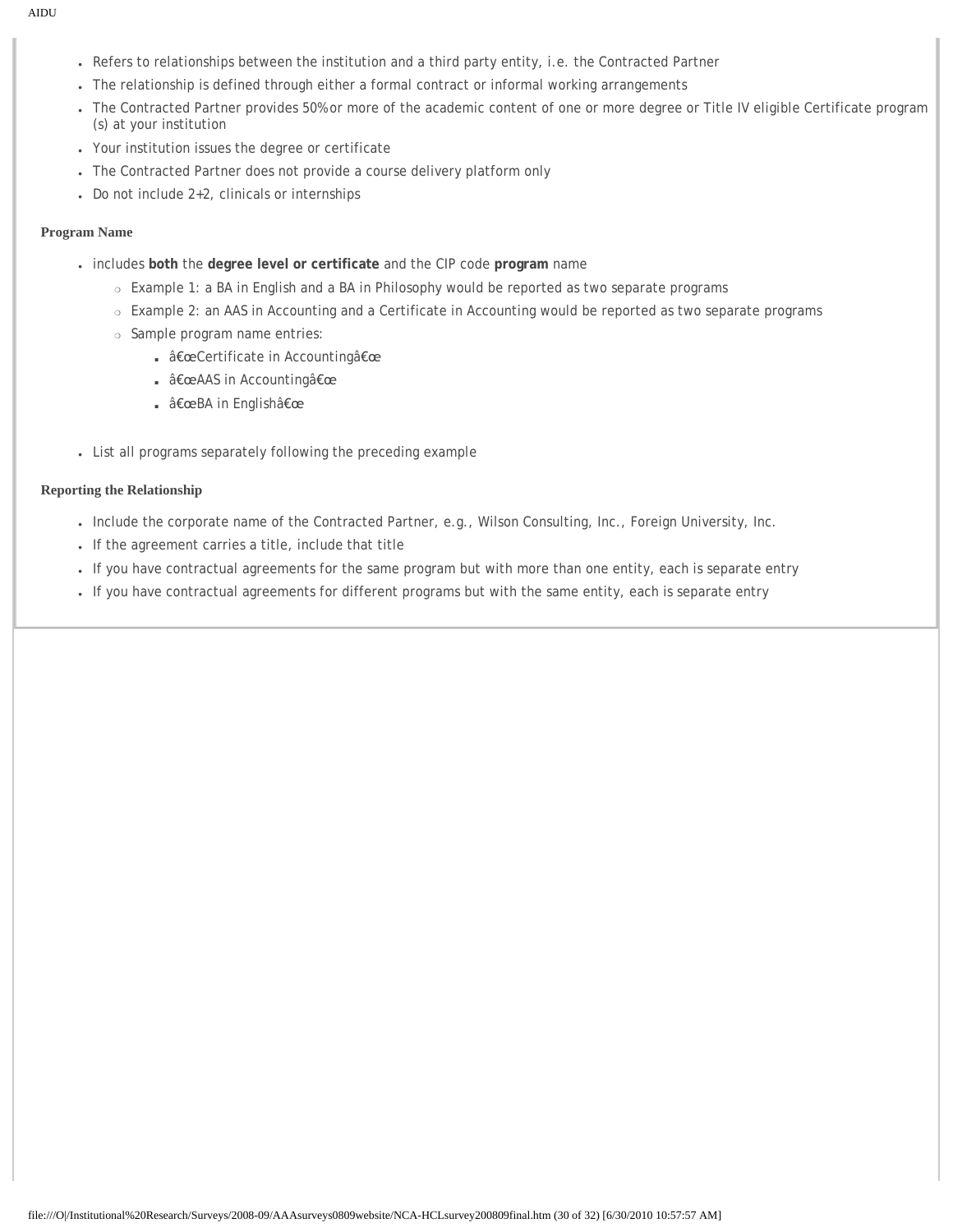- Refers to relationships between the institution and a third party entity, i.e. the Contracted Partner
- The relationship is defined through either a formal contract or informal working arrangements
- The Contracted Partner provides 50% or more of the academic content of one or more degree or Title IV eligible Certificate program (s) at your institution
- Your institution issues the degree or certificate
- The Contracted Partner does not provide a course delivery platform only
- Do not include 2+2, clinicals or internships

**Program Name**

- includes **both** the **degree level or certificate** and the CIP code **program** name
  - Example 1: a BA in English and a BA in Philosophy would be reported as two separate programs
  - Example 2: an AAS in Accounting and a Certificate in Accounting would be reported as two separate programs
  - Sample program name entries:
    - â€œCertificate in Accountingâ€œ
    - â€œAAS in Accountingâ€œ
    - â€œBA in Englishâ€œ
- List all programs separately following the preceding example

**Reporting the Relationship**

- Include the corporate name of the Contracted Partner, e.g., Wilson Consulting, Inc., Foreign University, Inc.
- If the agreement carries a title, include that title
- If you have contractual agreements for the same program but with more than one entity, each is separate entry
- If you have contractual agreements for different programs but with the same entity, each is separate entry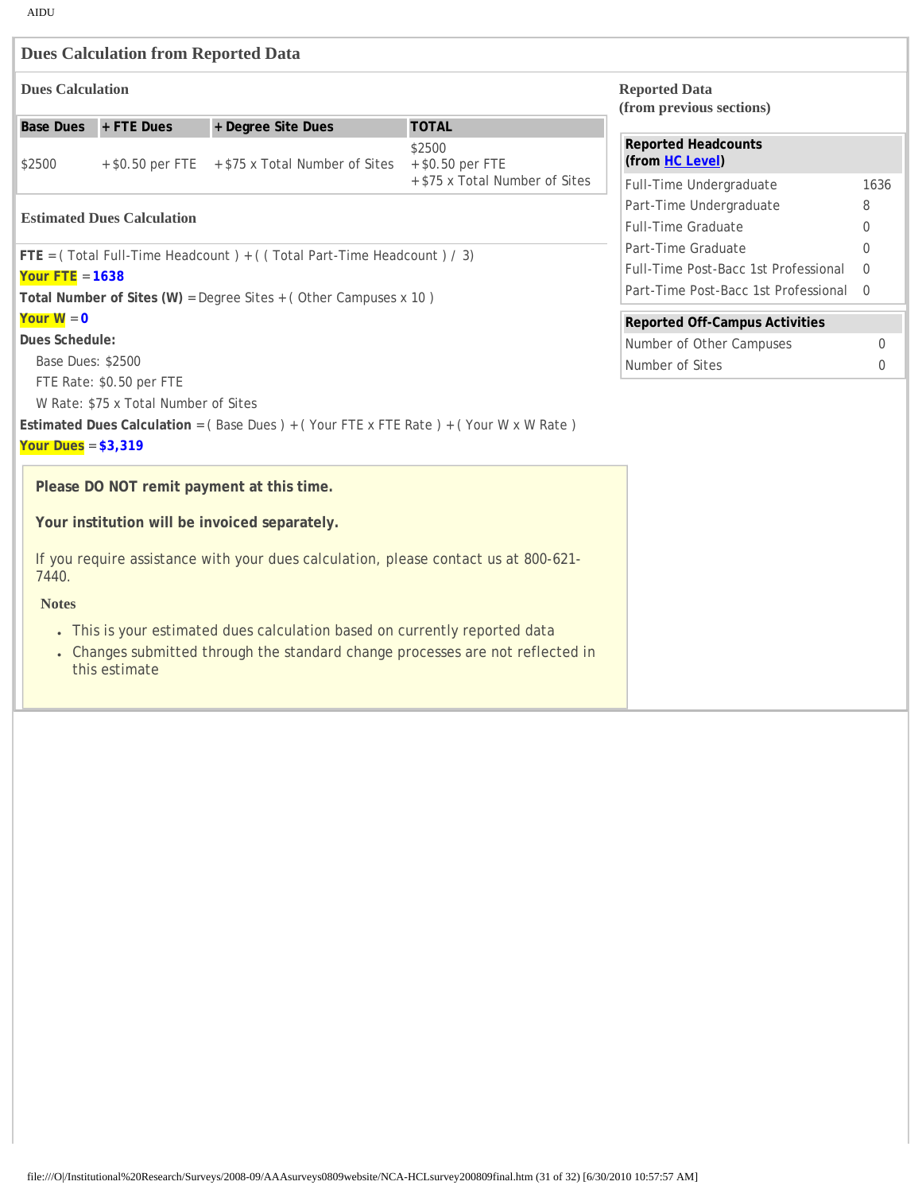## Dues Calculation from Reported Data

### Dues Calculation

| Base Dues | + FTE Dues | + Degree Site Dues | TOTAL |
|---|---|---|---|
| $2500 | + $0.50 per FTE | + $75 x Total Number of Sites | $2500 + $0.50 per FTE + $75 x Total Number of Sites |

### Estimated Dues Calculation

**FTE** = ( Total Full-Time Headcount ) + ( ( Total Part-Time Headcount ) / 3)

**Your FTE** = **1638**

**Total Number of Sites (W)** = Degree Sites + ( Other Campuses x 10 )

**Your W** = **0**

**Dues Schedule:**

Base Dues: $2500

FTE Rate: $0.50 per FTE

W Rate: $75 x Total Number of Sites

**Estimated Dues Calculation** = ( Base Dues ) + ( Your FTE x FTE Rate ) + ( Your W x W Rate )

**Your Dues** = **$3,319**

**Please DO NOT remit payment at this time.**

**Your institution will be invoiced separately.**

If you require assistance with your dues calculation, please contact us at 800-621-7440.

**Notes**

- This is your estimated dues calculation based on currently reported data
- Changes submitted through the standard change processes are not reflected in this estimate

### Reported Data (from previous sections)

| Reported Headcounts (from HC Level) | |
|---|---|
| Full-Time Undergraduate | 1636 |
| Part-Time Undergraduate | 8 |
| Full-Time Graduate | 0 |
| Part-Time Graduate | 0 |
| Full-Time Post-Bacc 1st Professional | 0 |
| Part-Time Post-Bacc 1st Professional | 0 |

| Reported Off-Campus Activities | |
|---|---|
| Number of Other Campuses | 0 |
| Number of Sites | 0 |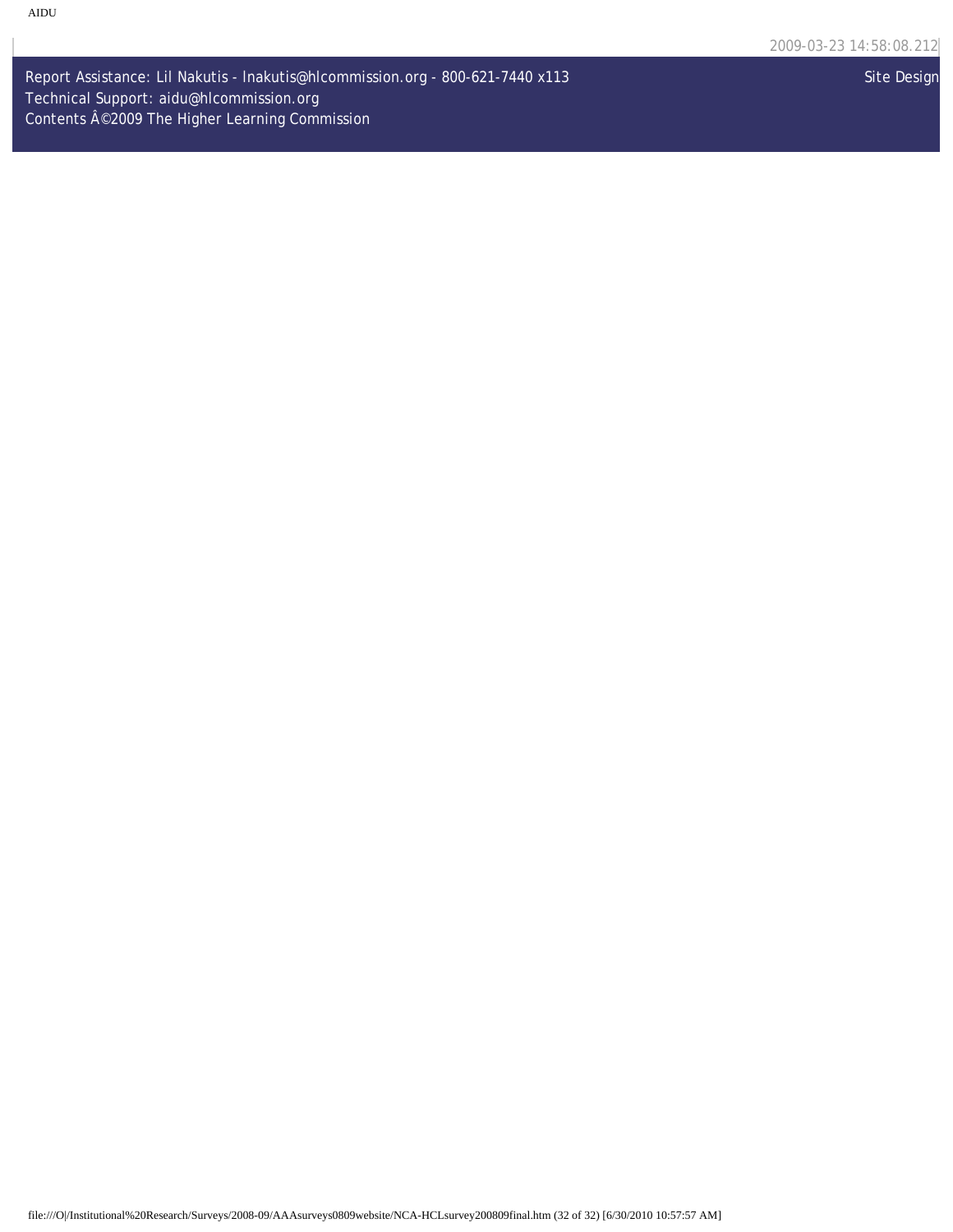2009-03-23 14:58:08.212

Report Assistance: Lil Nakutis - lnakutis@hlcommission.org - 800-621-7440 x113

Technical Support: aidu@hlcommission.org

Contents Â©2009 The Higher Learning Commission

Site Design